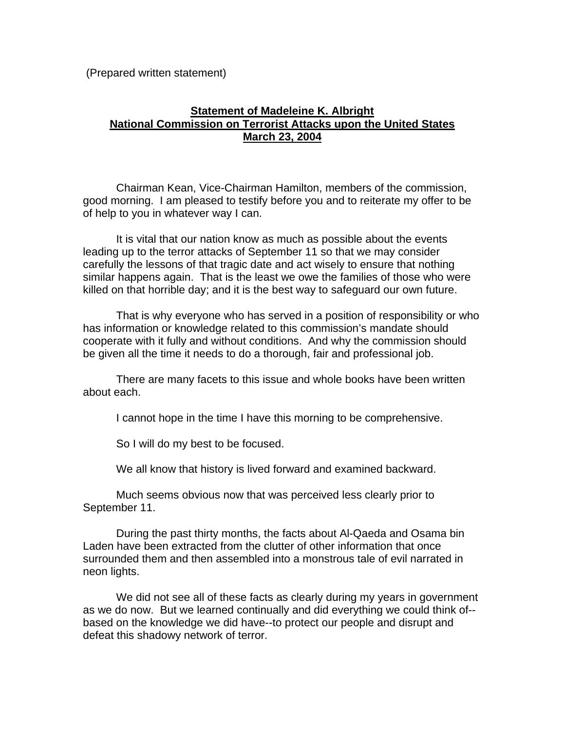(Prepared written statement)

**Statement of Madeleine K. Albright**
**National Commission on Terrorist Attacks upon the United States**
**March 23, 2004**

Chairman Kean, Vice-Chairman Hamilton, members of the commission, good morning. I am pleased to testify before you and to reiterate my offer to be of help to you in whatever way I can.

It is vital that our nation know as much as possible about the events leading up to the terror attacks of September 11 so that we may consider carefully the lessons of that tragic date and act wisely to ensure that nothing similar happens again. That is the least we owe the families of those who were killed on that horrible day; and it is the best way to safeguard our own future.

That is why everyone who has served in a position of responsibility or who has information or knowledge related to this commission's mandate should cooperate with it fully and without conditions. And why the commission should be given all the time it needs to do a thorough, fair and professional job.

There are many facets to this issue and whole books have been written about each.

I cannot hope in the time I have this morning to be comprehensive.

So I will do my best to be focused.

We all know that history is lived forward and examined backward.

Much seems obvious now that was perceived less clearly prior to September 11.

During the past thirty months, the facts about Al-Qaeda and Osama bin Laden have been extracted from the clutter of other information that once surrounded them and then assembled into a monstrous tale of evil narrated in neon lights.

We did not see all of these facts as clearly during my years in government as we do now. But we learned continually and did everything we could think of--based on the knowledge we did have--to protect our people and disrupt and defeat this shadowy network of terror.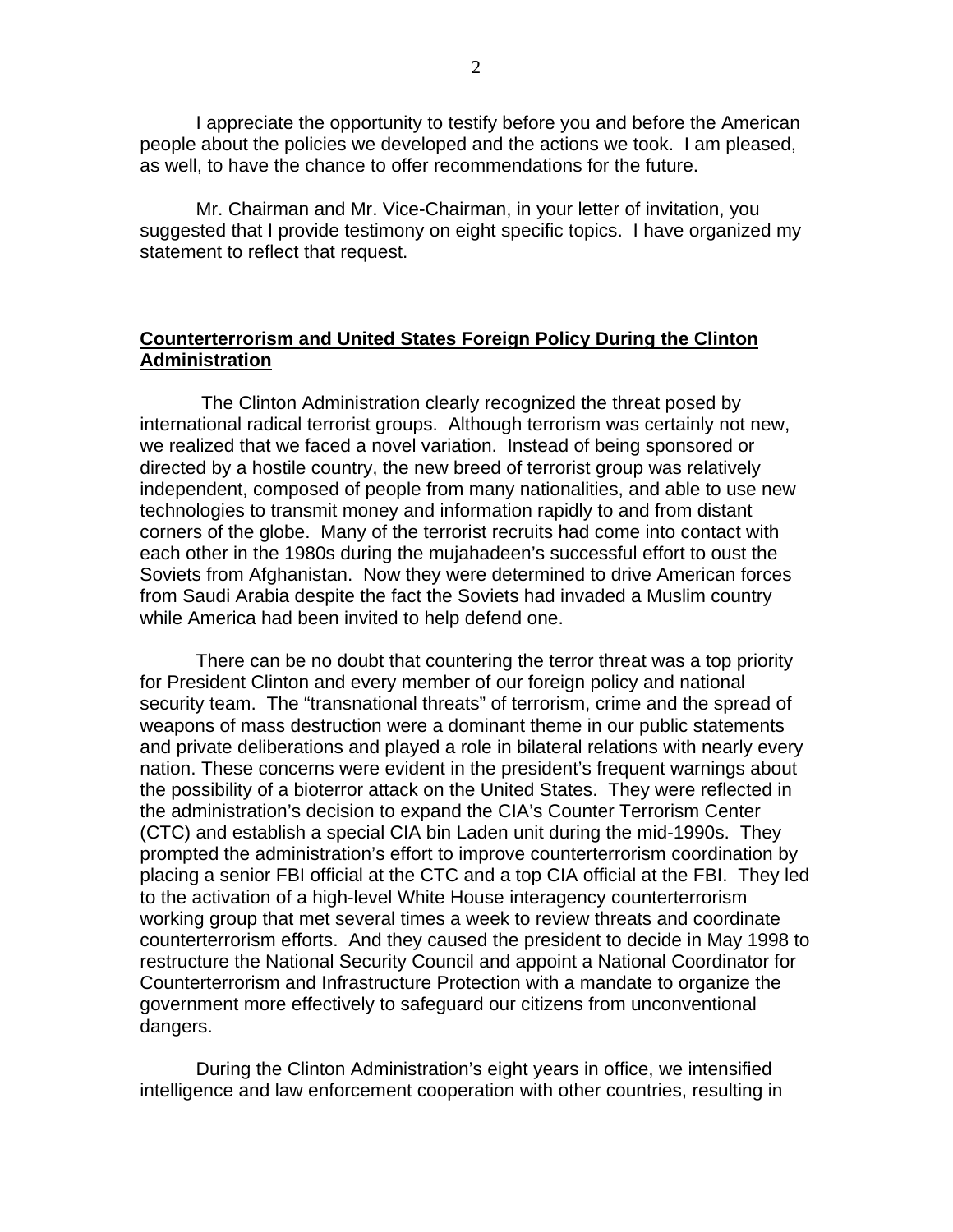I appreciate the opportunity to testify before you and before the American people about the policies we developed and the actions we took. I am pleased, as well, to have the chance to offer recommendations for the future.

Mr. Chairman and Mr. Vice-Chairman, in your letter of invitation, you suggested that I provide testimony on eight specific topics. I have organized my statement to reflect that request.

## <u>Counterterrorism and United States Foreign Policy During the Clinton Administration</u>

The Clinton Administration clearly recognized the threat posed by international radical terrorist groups. Although terrorism was certainly not new, we realized that we faced a novel variation. Instead of being sponsored or directed by a hostile country, the new breed of terrorist group was relatively independent, composed of people from many nationalities, and able to use new technologies to transmit money and information rapidly to and from distant corners of the globe. Many of the terrorist recruits had come into contact with each other in the 1980s during the mujahadeen's successful effort to oust the Soviets from Afghanistan. Now they were determined to drive American forces from Saudi Arabia despite the fact the Soviets had invaded a Muslim country while America had been invited to help defend one.

There can be no doubt that countering the terror threat was a top priority for President Clinton and every member of our foreign policy and national security team. The "transnational threats" of terrorism, crime and the spread of weapons of mass destruction were a dominant theme in our public statements and private deliberations and played a role in bilateral relations with nearly every nation. These concerns were evident in the president's frequent warnings about the possibility of a bioterror attack on the United States. They were reflected in the administration's decision to expand the CIA's Counter Terrorism Center (CTC) and establish a special CIA bin Laden unit during the mid-1990s. They prompted the administration's effort to improve counterterrorism coordination by placing a senior FBI official at the CTC and a top CIA official at the FBI. They led to the activation of a high-level White House interagency counterterrorism working group that met several times a week to review threats and coordinate counterterrorism efforts. And they caused the president to decide in May 1998 to restructure the National Security Council and appoint a National Coordinator for Counterterrorism and Infrastructure Protection with a mandate to organize the government more effectively to safeguard our citizens from unconventional dangers.

During the Clinton Administration's eight years in office, we intensified intelligence and law enforcement cooperation with other countries, resulting in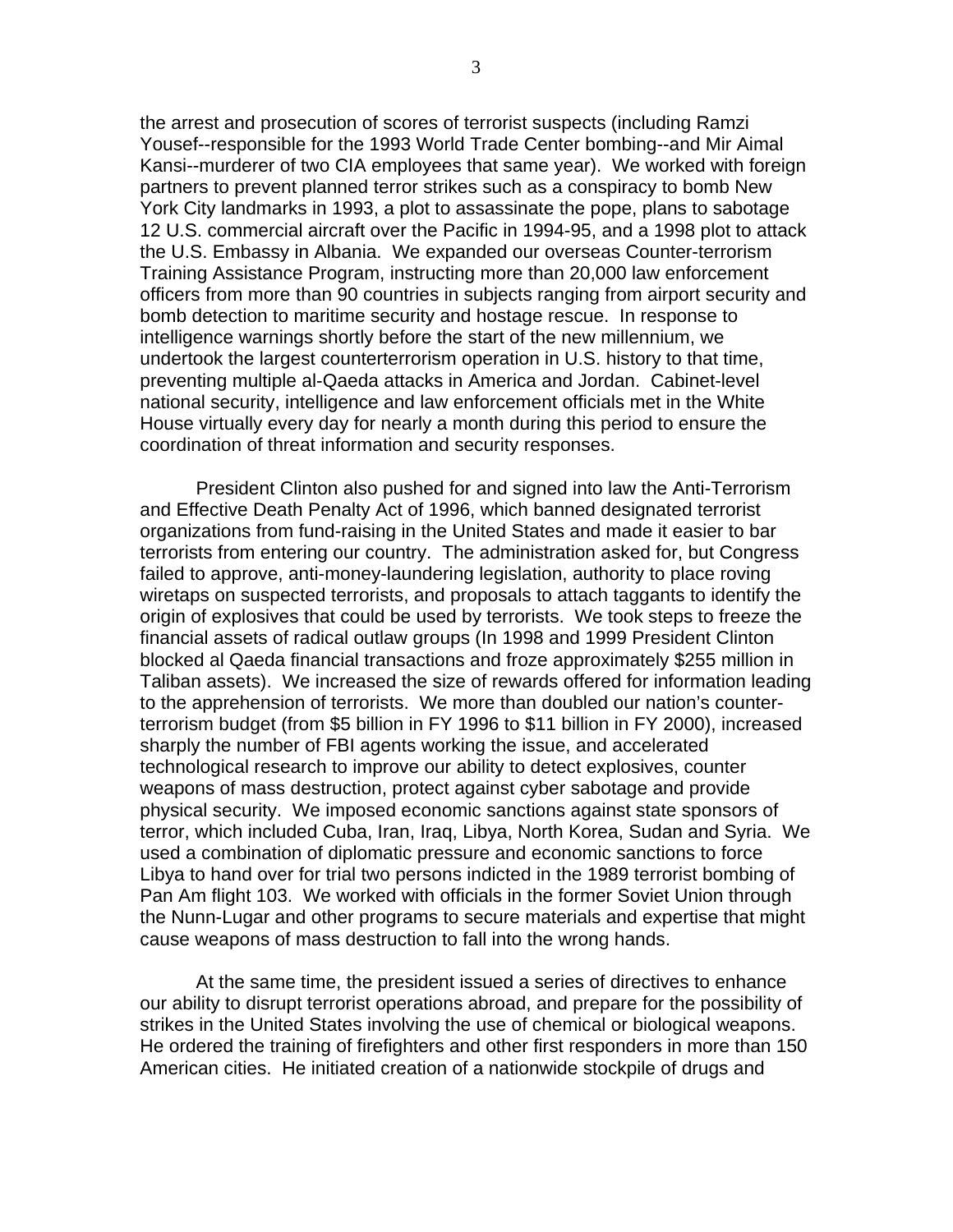the arrest and prosecution of scores of terrorist suspects (including Ramzi Yousef--responsible for the 1993 World Trade Center bombing--and Mir Aimal Kansi--murderer of two CIA employees that same year). We worked with foreign partners to prevent planned terror strikes such as a conspiracy to bomb New York City landmarks in 1993, a plot to assassinate the pope, plans to sabotage 12 U.S. commercial aircraft over the Pacific in 1994-95, and a 1998 plot to attack the U.S. Embassy in Albania. We expanded our overseas Counter-terrorism Training Assistance Program, instructing more than 20,000 law enforcement officers from more than 90 countries in subjects ranging from airport security and bomb detection to maritime security and hostage rescue. In response to intelligence warnings shortly before the start of the new millennium, we undertook the largest counterterrorism operation in U.S. history to that time, preventing multiple al-Qaeda attacks in America and Jordan. Cabinet-level national security, intelligence and law enforcement officials met in the White House virtually every day for nearly a month during this period to ensure the coordination of threat information and security responses.

President Clinton also pushed for and signed into law the Anti-Terrorism and Effective Death Penalty Act of 1996, which banned designated terrorist organizations from fund-raising in the United States and made it easier to bar terrorists from entering our country. The administration asked for, but Congress failed to approve, anti-money-laundering legislation, authority to place roving wiretaps on suspected terrorists, and proposals to attach taggants to identify the origin of explosives that could be used by terrorists. We took steps to freeze the financial assets of radical outlaw groups (In 1998 and 1999 President Clinton blocked al Qaeda financial transactions and froze approximately $255 million in Taliban assets). We increased the size of rewards offered for information leading to the apprehension of terrorists. We more than doubled our nation's counter-terrorism budget (from $5 billion in FY 1996 to $11 billion in FY 2000), increased sharply the number of FBI agents working the issue, and accelerated technological research to improve our ability to detect explosives, counter weapons of mass destruction, protect against cyber sabotage and provide physical security. We imposed economic sanctions against state sponsors of terror, which included Cuba, Iran, Iraq, Libya, North Korea, Sudan and Syria. We used a combination of diplomatic pressure and economic sanctions to force Libya to hand over for trial two persons indicted in the 1989 terrorist bombing of Pan Am flight 103. We worked with officials in the former Soviet Union through the Nunn-Lugar and other programs to secure materials and expertise that might cause weapons of mass destruction to fall into the wrong hands.

At the same time, the president issued a series of directives to enhance our ability to disrupt terrorist operations abroad, and prepare for the possibility of strikes in the United States involving the use of chemical or biological weapons. He ordered the training of firefighters and other first responders in more than 150 American cities. He initiated creation of a nationwide stockpile of drugs and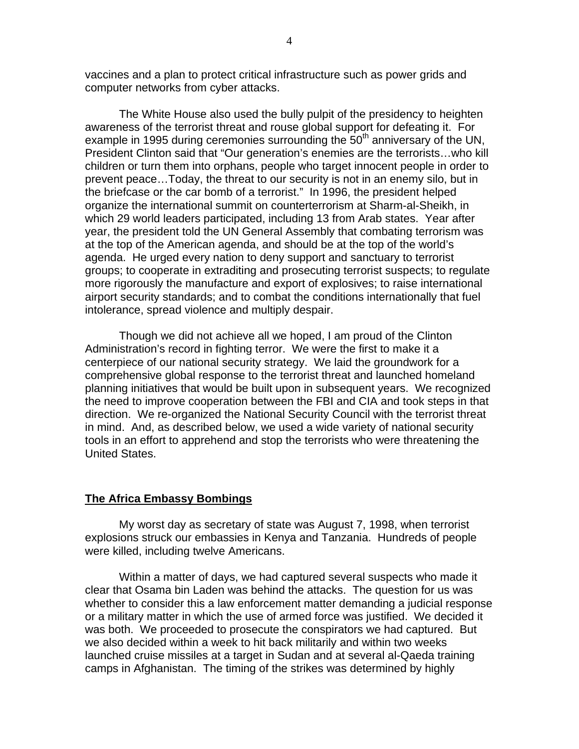vaccines and a plan to protect critical infrastructure such as power grids and computer networks from cyber attacks.

The White House also used the bully pulpit of the presidency to heighten awareness of the terrorist threat and rouse global support for defeating it. For example in 1995 during ceremonies surrounding the 50th anniversary of the UN, President Clinton said that "Our generation's enemies are the terrorists…who kill children or turn them into orphans, people who target innocent people in order to prevent peace…Today, the threat to our security is not in an enemy silo, but in the briefcase or the car bomb of a terrorist." In 1996, the president helped organize the international summit on counterterrorism at Sharm-al-Sheikh, in which 29 world leaders participated, including 13 from Arab states. Year after year, the president told the UN General Assembly that combating terrorism was at the top of the American agenda, and should be at the top of the world's agenda. He urged every nation to deny support and sanctuary to terrorist groups; to cooperate in extraditing and prosecuting terrorist suspects; to regulate more rigorously the manufacture and export of explosives; to raise international airport security standards; and to combat the conditions internationally that fuel intolerance, spread violence and multiply despair.

Though we did not achieve all we hoped, I am proud of the Clinton Administration's record in fighting terror. We were the first to make it a centerpiece of our national security strategy. We laid the groundwork for a comprehensive global response to the terrorist threat and launched homeland planning initiatives that would be built upon in subsequent years. We recognized the need to improve cooperation between the FBI and CIA and took steps in that direction. We re-organized the National Security Council with the terrorist threat in mind. And, as described below, we used a wide variety of national security tools in an effort to apprehend and stop the terrorists who were threatening the United States.

## The Africa Embassy Bombings

My worst day as secretary of state was August 7, 1998, when terrorist explosions struck our embassies in Kenya and Tanzania. Hundreds of people were killed, including twelve Americans.

Within a matter of days, we had captured several suspects who made it clear that Osama bin Laden was behind the attacks. The question for us was whether to consider this a law enforcement matter demanding a judicial response or a military matter in which the use of armed force was justified. We decided it was both. We proceeded to prosecute the conspirators we had captured. But we also decided within a week to hit back militarily and within two weeks launched cruise missiles at a target in Sudan and at several al-Qaeda training camps in Afghanistan. The timing of the strikes was determined by highly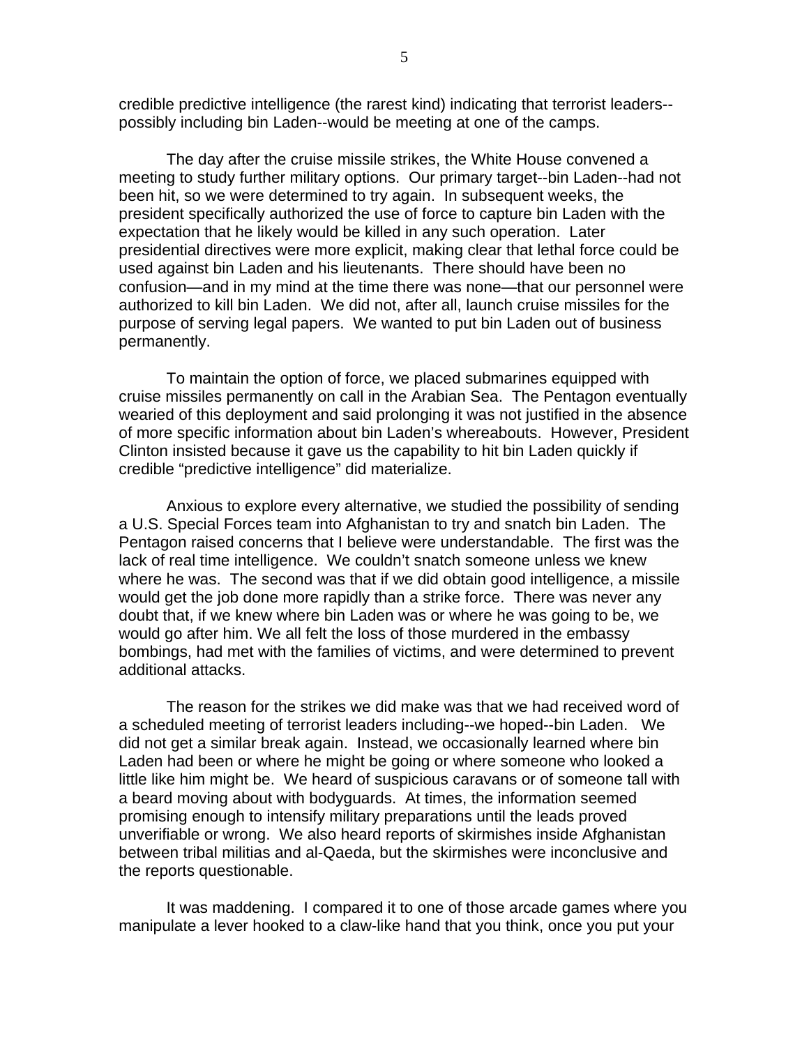credible predictive intelligence (the rarest kind) indicating that terrorist leaders--possibly including bin Laden--would be meeting at one of the camps.

The day after the cruise missile strikes, the White House convened a meeting to study further military options. Our primary target--bin Laden--had not been hit, so we were determined to try again. In subsequent weeks, the president specifically authorized the use of force to capture bin Laden with the expectation that he likely would be killed in any such operation. Later presidential directives were more explicit, making clear that lethal force could be used against bin Laden and his lieutenants. There should have been no confusion—and in my mind at the time there was none—that our personnel were authorized to kill bin Laden. We did not, after all, launch cruise missiles for the purpose of serving legal papers. We wanted to put bin Laden out of business permanently.

To maintain the option of force, we placed submarines equipped with cruise missiles permanently on call in the Arabian Sea. The Pentagon eventually wearied of this deployment and said prolonging it was not justified in the absence of more specific information about bin Laden's whereabouts. However, President Clinton insisted because it gave us the capability to hit bin Laden quickly if credible "predictive intelligence" did materialize.

Anxious to explore every alternative, we studied the possibility of sending a U.S. Special Forces team into Afghanistan to try and snatch bin Laden. The Pentagon raised concerns that I believe were understandable. The first was the lack of real time intelligence. We couldn't snatch someone unless we knew where he was. The second was that if we did obtain good intelligence, a missile would get the job done more rapidly than a strike force. There was never any doubt that, if we knew where bin Laden was or where he was going to be, we would go after him. We all felt the loss of those murdered in the embassy bombings, had met with the families of victims, and were determined to prevent additional attacks.

The reason for the strikes we did make was that we had received word of a scheduled meeting of terrorist leaders including--we hoped--bin Laden. We did not get a similar break again. Instead, we occasionally learned where bin Laden had been or where he might be going or where someone who looked a little like him might be. We heard of suspicious caravans or of someone tall with a beard moving about with bodyguards. At times, the information seemed promising enough to intensify military preparations until the leads proved unverifiable or wrong. We also heard reports of skirmishes inside Afghanistan between tribal militias and al-Qaeda, but the skirmishes were inconclusive and the reports questionable.

It was maddening. I compared it to one of those arcade games where you manipulate a lever hooked to a claw-like hand that you think, once you put your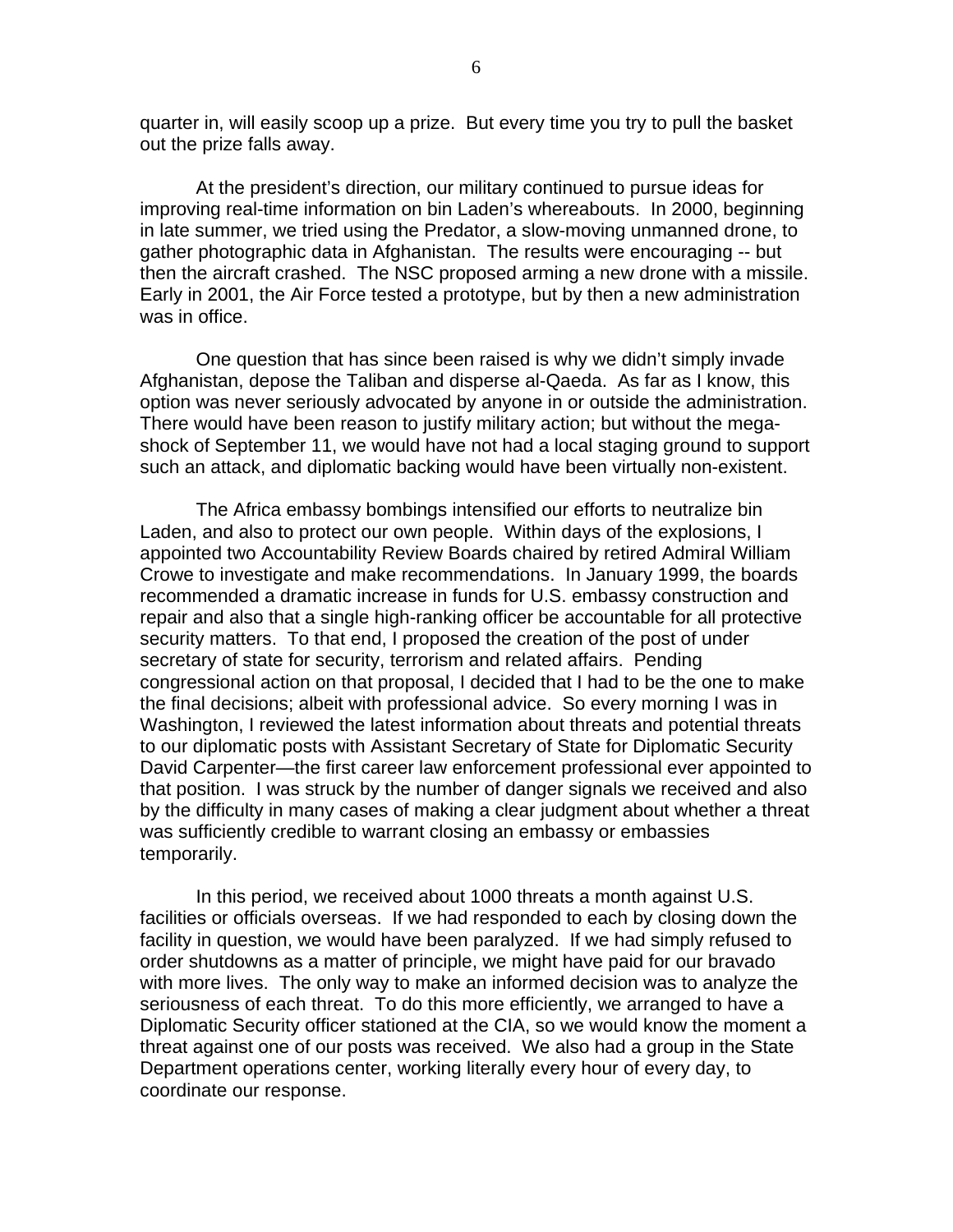quarter in, will easily scoop up a prize. But every time you try to pull the basket out the prize falls away.

At the president's direction, our military continued to pursue ideas for improving real-time information on bin Laden's whereabouts. In 2000, beginning in late summer, we tried using the Predator, a slow-moving unmanned drone, to gather photographic data in Afghanistan. The results were encouraging -- but then the aircraft crashed. The NSC proposed arming a new drone with a missile. Early in 2001, the Air Force tested a prototype, but by then a new administration was in office.

One question that has since been raised is why we didn't simply invade Afghanistan, depose the Taliban and disperse al-Qaeda. As far as I know, this option was never seriously advocated by anyone in or outside the administration. There would have been reason to justify military action; but without the mega-shock of September 11, we would have not had a local staging ground to support such an attack, and diplomatic backing would have been virtually non-existent.

The Africa embassy bombings intensified our efforts to neutralize bin Laden, and also to protect our own people. Within days of the explosions, I appointed two Accountability Review Boards chaired by retired Admiral William Crowe to investigate and make recommendations. In January 1999, the boards recommended a dramatic increase in funds for U.S. embassy construction and repair and also that a single high-ranking officer be accountable for all protective security matters. To that end, I proposed the creation of the post of under secretary of state for security, terrorism and related affairs. Pending congressional action on that proposal, I decided that I had to be the one to make the final decisions; albeit with professional advice. So every morning I was in Washington, I reviewed the latest information about threats and potential threats to our diplomatic posts with Assistant Secretary of State for Diplomatic Security David Carpenter—the first career law enforcement professional ever appointed to that position. I was struck by the number of danger signals we received and also by the difficulty in many cases of making a clear judgment about whether a threat was sufficiently credible to warrant closing an embassy or embassies temporarily.

In this period, we received about 1000 threats a month against U.S. facilities or officials overseas. If we had responded to each by closing down the facility in question, we would have been paralyzed. If we had simply refused to order shutdowns as a matter of principle, we might have paid for our bravado with more lives. The only way to make an informed decision was to analyze the seriousness of each threat. To do this more efficiently, we arranged to have a Diplomatic Security officer stationed at the CIA, so we would know the moment a threat against one of our posts was received. We also had a group in the State Department operations center, working literally every hour of every day, to coordinate our response.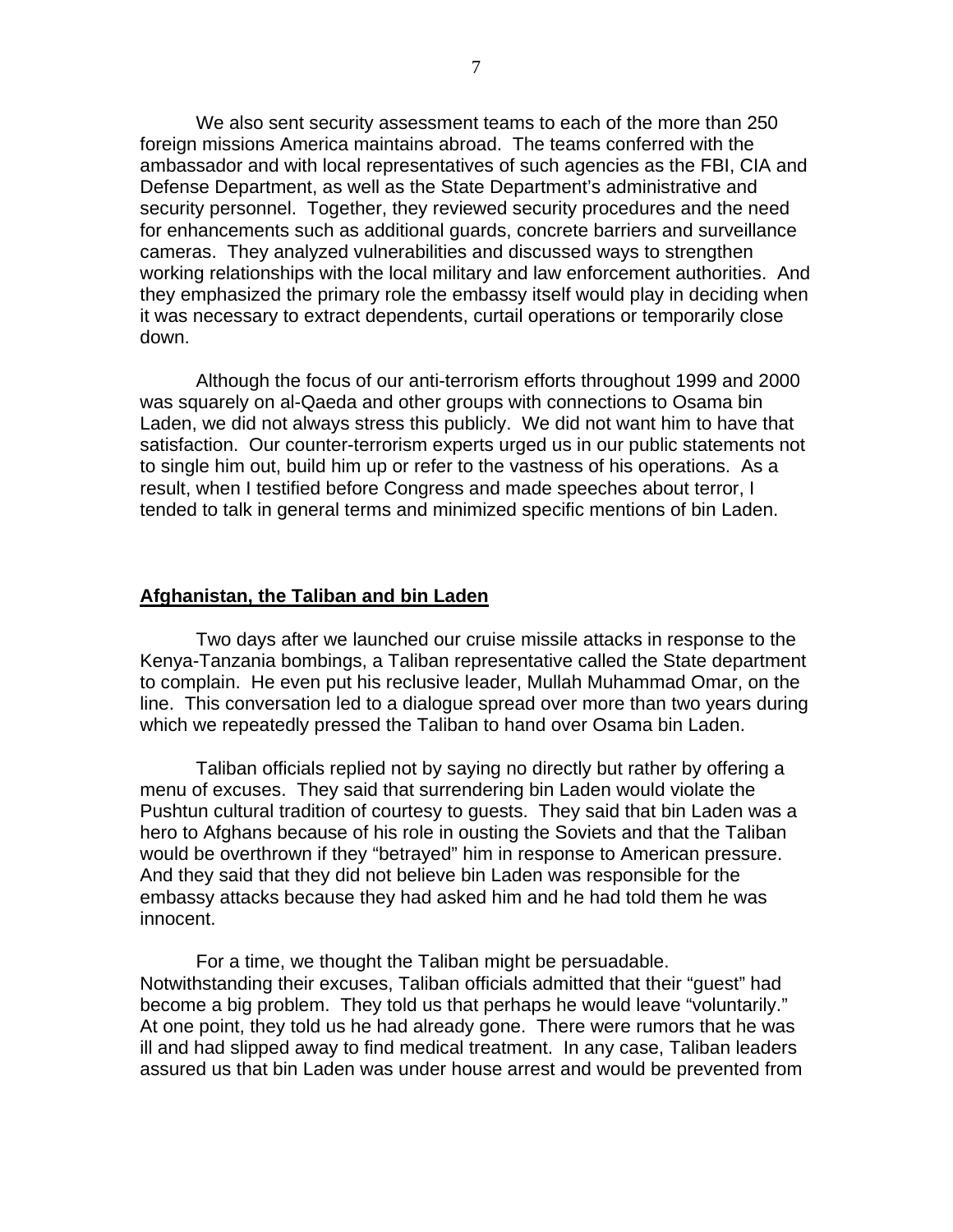We also sent security assessment teams to each of the more than 250 foreign missions America maintains abroad. The teams conferred with the ambassador and with local representatives of such agencies as the FBI, CIA and Defense Department, as well as the State Department's administrative and security personnel. Together, they reviewed security procedures and the need for enhancements such as additional guards, concrete barriers and surveillance cameras. They analyzed vulnerabilities and discussed ways to strengthen working relationships with the local military and law enforcement authorities. And they emphasized the primary role the embassy itself would play in deciding when it was necessary to extract dependents, curtail operations or temporarily close down.

Although the focus of our anti-terrorism efforts throughout 1999 and 2000 was squarely on al-Qaeda and other groups with connections to Osama bin Laden, we did not always stress this publicly. We did not want him to have that satisfaction. Our counter-terrorism experts urged us in our public statements not to single him out, build him up or refer to the vastness of his operations. As a result, when I testified before Congress and made speeches about terror, I tended to talk in general terms and minimized specific mentions of bin Laden.

## Afghanistan, the Taliban and bin Laden

Two days after we launched our cruise missile attacks in response to the Kenya-Tanzania bombings, a Taliban representative called the State department to complain. He even put his reclusive leader, Mullah Muhammad Omar, on the line. This conversation led to a dialogue spread over more than two years during which we repeatedly pressed the Taliban to hand over Osama bin Laden.

Taliban officials replied not by saying no directly but rather by offering a menu of excuses. They said that surrendering bin Laden would violate the Pushtun cultural tradition of courtesy to guests. They said that bin Laden was a hero to Afghans because of his role in ousting the Soviets and that the Taliban would be overthrown if they "betrayed" him in response to American pressure. And they said that they did not believe bin Laden was responsible for the embassy attacks because they had asked him and he had told them he was innocent.

For a time, we thought the Taliban might be persuadable. Notwithstanding their excuses, Taliban officials admitted that their "guest" had become a big problem. They told us that perhaps he would leave "voluntarily." At one point, they told us he had already gone. There were rumors that he was ill and had slipped away to find medical treatment. In any case, Taliban leaders assured us that bin Laden was under house arrest and would be prevented from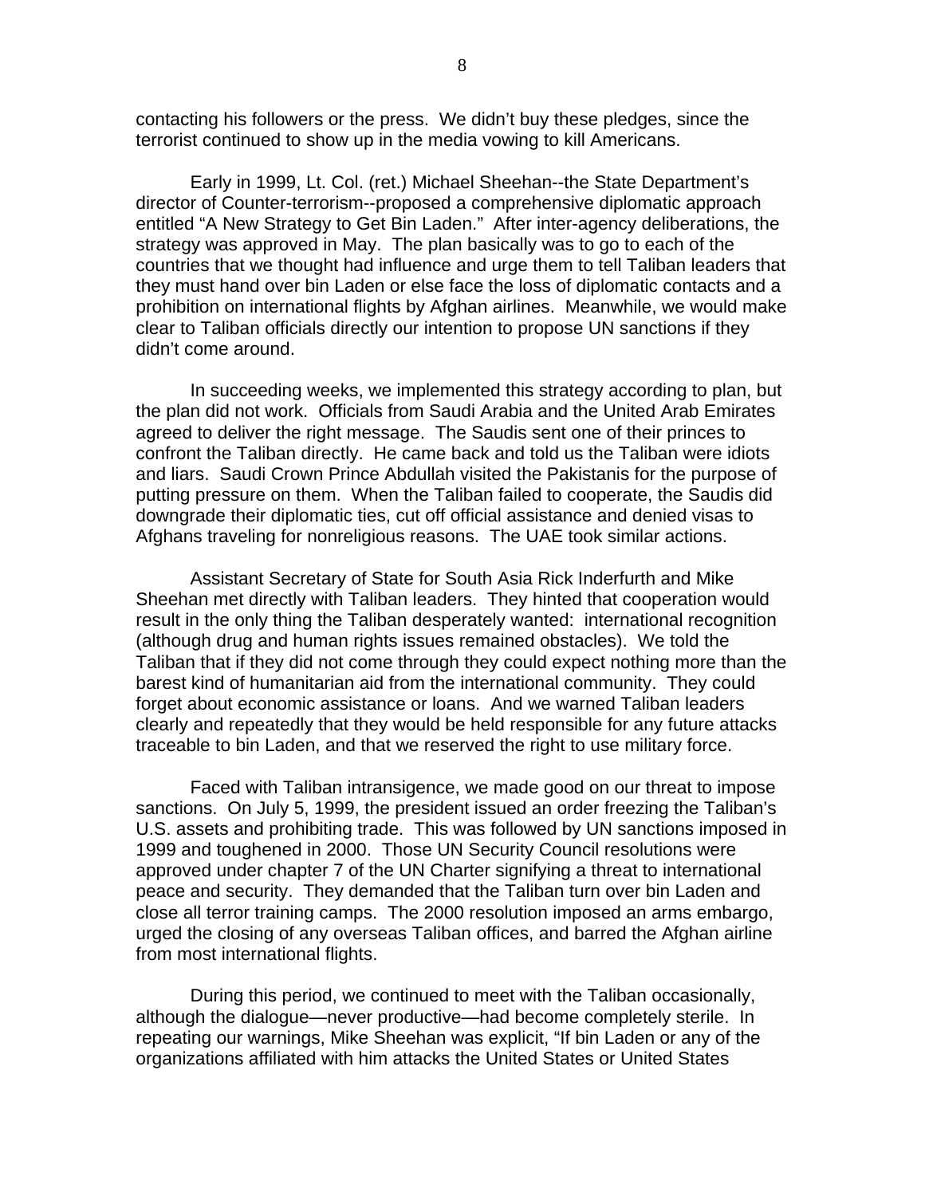contacting his followers or the press. We didn't buy these pledges, since the terrorist continued to show up in the media vowing to kill Americans.

Early in 1999, Lt. Col. (ret.) Michael Sheehan--the State Department's director of Counter-terrorism--proposed a comprehensive diplomatic approach entitled "A New Strategy to Get Bin Laden." After inter-agency deliberations, the strategy was approved in May. The plan basically was to go to each of the countries that we thought had influence and urge them to tell Taliban leaders that they must hand over bin Laden or else face the loss of diplomatic contacts and a prohibition on international flights by Afghan airlines. Meanwhile, we would make clear to Taliban officials directly our intention to propose UN sanctions if they didn't come around.

In succeeding weeks, we implemented this strategy according to plan, but the plan did not work. Officials from Saudi Arabia and the United Arab Emirates agreed to deliver the right message. The Saudis sent one of their princes to confront the Taliban directly. He came back and told us the Taliban were idiots and liars. Saudi Crown Prince Abdullah visited the Pakistanis for the purpose of putting pressure on them. When the Taliban failed to cooperate, the Saudis did downgrade their diplomatic ties, cut off official assistance and denied visas to Afghans traveling for nonreligious reasons. The UAE took similar actions.

Assistant Secretary of State for South Asia Rick Inderfurth and Mike Sheehan met directly with Taliban leaders. They hinted that cooperation would result in the only thing the Taliban desperately wanted: international recognition (although drug and human rights issues remained obstacles). We told the Taliban that if they did not come through they could expect nothing more than the barest kind of humanitarian aid from the international community. They could forget about economic assistance or loans. And we warned Taliban leaders clearly and repeatedly that they would be held responsible for any future attacks traceable to bin Laden, and that we reserved the right to use military force.

Faced with Taliban intransigence, we made good on our threat to impose sanctions. On July 5, 1999, the president issued an order freezing the Taliban's U.S. assets and prohibiting trade. This was followed by UN sanctions imposed in 1999 and toughened in 2000. Those UN Security Council resolutions were approved under chapter 7 of the UN Charter signifying a threat to international peace and security. They demanded that the Taliban turn over bin Laden and close all terror training camps. The 2000 resolution imposed an arms embargo, urged the closing of any overseas Taliban offices, and barred the Afghan airline from most international flights.

During this period, we continued to meet with the Taliban occasionally, although the dialogue—never productive—had become completely sterile. In repeating our warnings, Mike Sheehan was explicit, "If bin Laden or any of the organizations affiliated with him attacks the United States or United States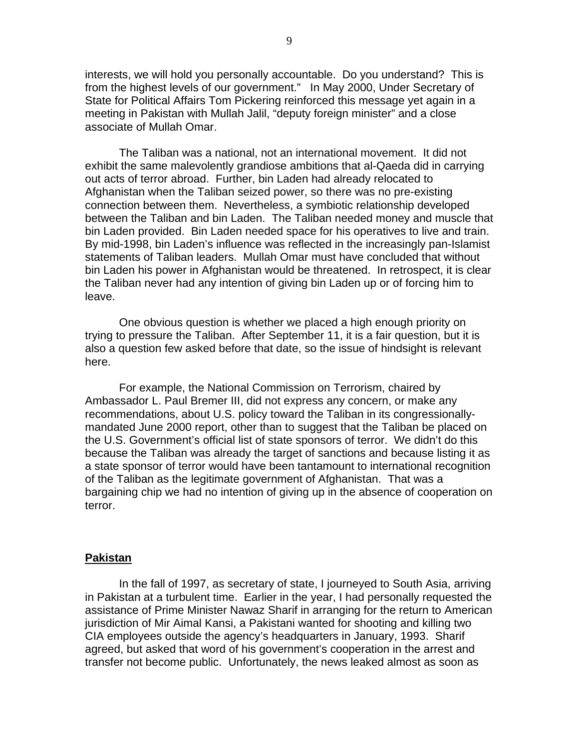interests, we will hold you personally accountable. Do you understand? This is from the highest levels of our government." In May 2000, Under Secretary of State for Political Affairs Tom Pickering reinforced this message yet again in a meeting in Pakistan with Mullah Jalil, "deputy foreign minister" and a close associate of Mullah Omar.

The Taliban was a national, not an international movement. It did not exhibit the same malevolently grandiose ambitions that al-Qaeda did in carrying out acts of terror abroad. Further, bin Laden had already relocated to Afghanistan when the Taliban seized power, so there was no pre-existing connection between them. Nevertheless, a symbiotic relationship developed between the Taliban and bin Laden. The Taliban needed money and muscle that bin Laden provided. Bin Laden needed space for his operatives to live and train. By mid-1998, bin Laden's influence was reflected in the increasingly pan-Islamist statements of Taliban leaders. Mullah Omar must have concluded that without bin Laden his power in Afghanistan would be threatened. In retrospect, it is clear the Taliban never had any intention of giving bin Laden up or of forcing him to leave.

One obvious question is whether we placed a high enough priority on trying to pressure the Taliban. After September 11, it is a fair question, but it is also a question few asked before that date, so the issue of hindsight is relevant here.

For example, the National Commission on Terrorism, chaired by Ambassador L. Paul Bremer III, did not express any concern, or make any recommendations, about U.S. policy toward the Taliban in its congressionally-mandated June 2000 report, other than to suggest that the Taliban be placed on the U.S. Government's official list of state sponsors of terror. We didn't do this because the Taliban was already the target of sanctions and because listing it as a state sponsor of terror would have been tantamount to international recognition of the Taliban as the legitimate government of Afghanistan. That was a bargaining chip we had no intention of giving up in the absence of cooperation on terror.

## Pakistan

In the fall of 1997, as secretary of state, I journeyed to South Asia, arriving in Pakistan at a turbulent time. Earlier in the year, I had personally requested the assistance of Prime Minister Nawaz Sharif in arranging for the return to American jurisdiction of Mir Aimal Kansi, a Pakistani wanted for shooting and killing two CIA employees outside the agency's headquarters in January, 1993. Sharif agreed, but asked that word of his government's cooperation in the arrest and transfer not become public. Unfortunately, the news leaked almost as soon as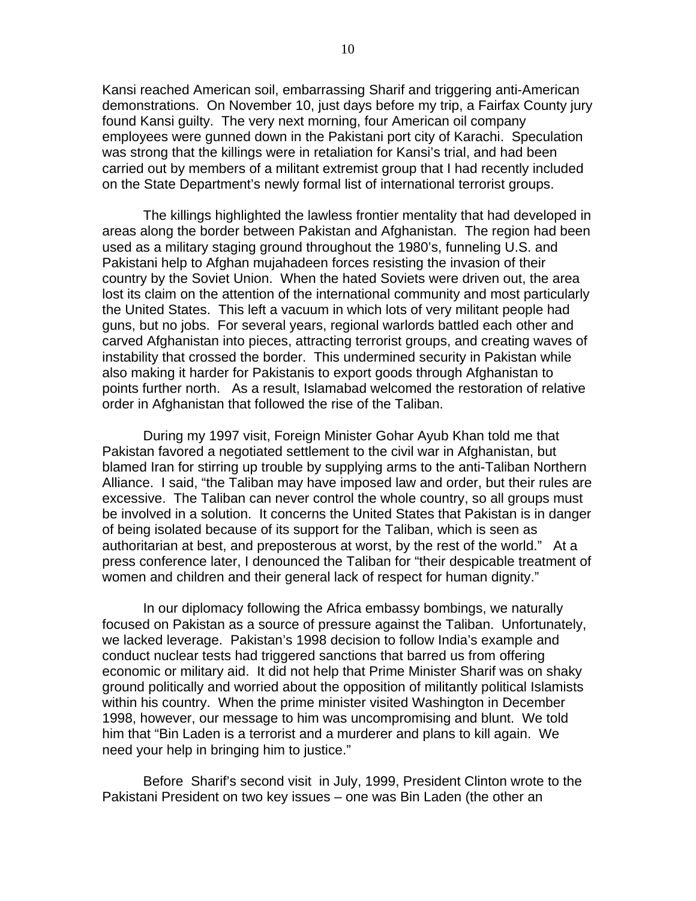Kansi reached American soil, embarrassing Sharif and triggering anti-American demonstrations. On November 10, just days before my trip, a Fairfax County jury found Kansi guilty. The very next morning, four American oil company employees were gunned down in the Pakistani port city of Karachi. Speculation was strong that the killings were in retaliation for Kansi's trial, and had been carried out by members of a militant extremist group that I had recently included on the State Department's newly formal list of international terrorist groups.

The killings highlighted the lawless frontier mentality that had developed in areas along the border between Pakistan and Afghanistan. The region had been used as a military staging ground throughout the 1980's, funneling U.S. and Pakistani help to Afghan mujahadeen forces resisting the invasion of their country by the Soviet Union. When the hated Soviets were driven out, the area lost its claim on the attention of the international community and most particularly the United States. This left a vacuum in which lots of very militant people had guns, but no jobs. For several years, regional warlords battled each other and carved Afghanistan into pieces, attracting terrorist groups, and creating waves of instability that crossed the border. This undermined security in Pakistan while also making it harder for Pakistanis to export goods through Afghanistan to points further north. As a result, Islamabad welcomed the restoration of relative order in Afghanistan that followed the rise of the Taliban.

During my 1997 visit, Foreign Minister Gohar Ayub Khan told me that Pakistan favored a negotiated settlement to the civil war in Afghanistan, but blamed Iran for stirring up trouble by supplying arms to the anti-Taliban Northern Alliance. I said, "the Taliban may have imposed law and order, but their rules are excessive. The Taliban can never control the whole country, so all groups must be involved in a solution. It concerns the United States that Pakistan is in danger of being isolated because of its support for the Taliban, which is seen as authoritarian at best, and preposterous at worst, by the rest of the world." At a press conference later, I denounced the Taliban for "their despicable treatment of women and children and their general lack of respect for human dignity."

In our diplomacy following the Africa embassy bombings, we naturally focused on Pakistan as a source of pressure against the Taliban. Unfortunately, we lacked leverage. Pakistan's 1998 decision to follow India's example and conduct nuclear tests had triggered sanctions that barred us from offering economic or military aid. It did not help that Prime Minister Sharif was on shaky ground politically and worried about the opposition of militantly political Islamists within his country. When the prime minister visited Washington in December 1998, however, our message to him was uncompromising and blunt. We told him that "Bin Laden is a terrorist and a murderer and plans to kill again. We need your help in bringing him to justice."

Before Sharif's second visit in July, 1999, President Clinton wrote to the Pakistani President on two key issues – one was Bin Laden (the other an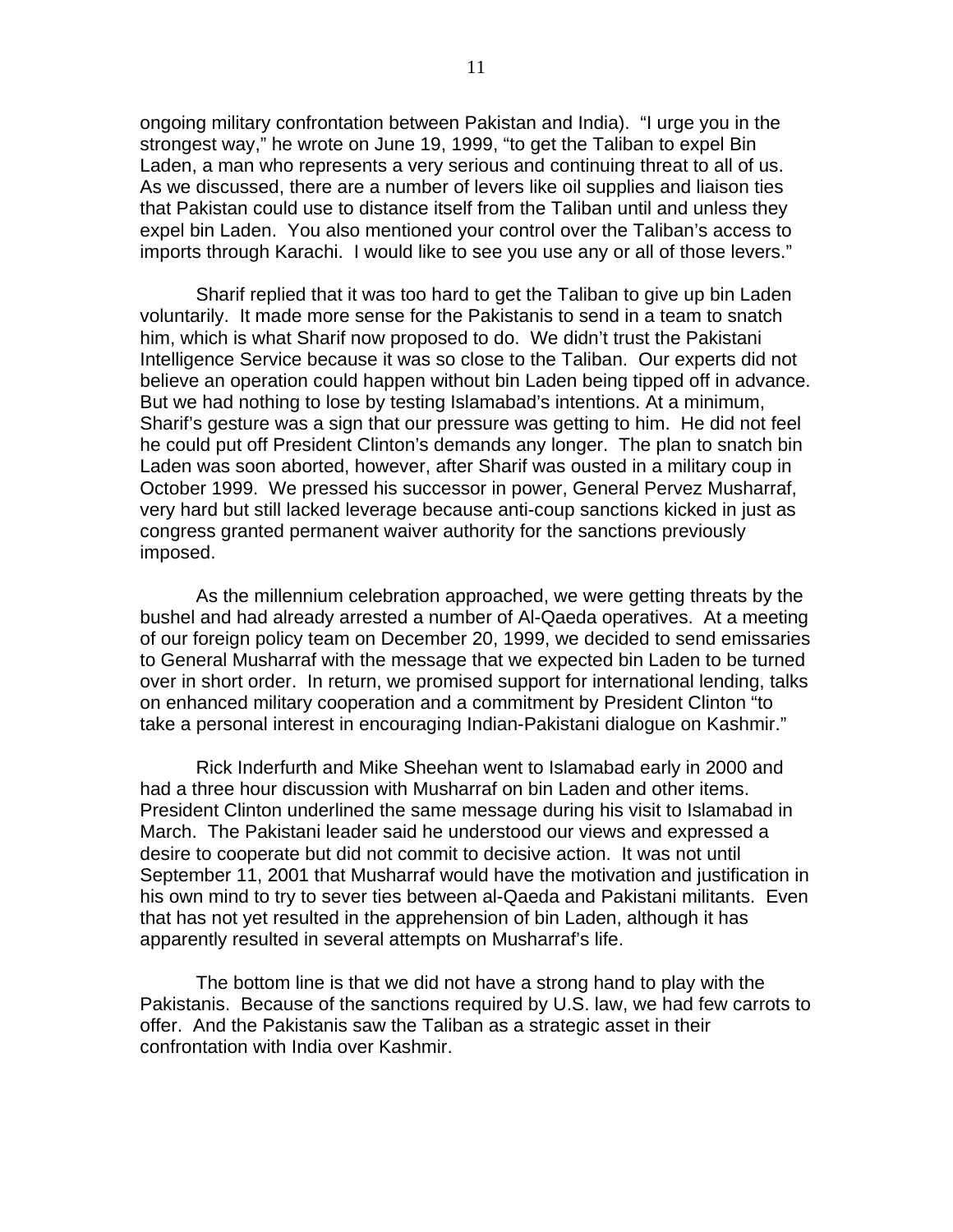ongoing military confrontation between Pakistan and India). "I urge you in the strongest way," he wrote on June 19, 1999, "to get the Taliban to expel Bin Laden, a man who represents a very serious and continuing threat to all of us. As we discussed, there are a number of levers like oil supplies and liaison ties that Pakistan could use to distance itself from the Taliban until and unless they expel bin Laden. You also mentioned your control over the Taliban's access to imports through Karachi. I would like to see you use any or all of those levers."

Sharif replied that it was too hard to get the Taliban to give up bin Laden voluntarily. It made more sense for the Pakistanis to send in a team to snatch him, which is what Sharif now proposed to do. We didn't trust the Pakistani Intelligence Service because it was so close to the Taliban. Our experts did not believe an operation could happen without bin Laden being tipped off in advance. But we had nothing to lose by testing Islamabad's intentions. At a minimum, Sharif's gesture was a sign that our pressure was getting to him. He did not feel he could put off President Clinton's demands any longer. The plan to snatch bin Laden was soon aborted, however, after Sharif was ousted in a military coup in October 1999. We pressed his successor in power, General Pervez Musharraf, very hard but still lacked leverage because anti-coup sanctions kicked in just as congress granted permanent waiver authority for the sanctions previously imposed.

As the millennium celebration approached, we were getting threats by the bushel and had already arrested a number of Al-Qaeda operatives. At a meeting of our foreign policy team on December 20, 1999, we decided to send emissaries to General Musharraf with the message that we expected bin Laden to be turned over in short order. In return, we promised support for international lending, talks on enhanced military cooperation and a commitment by President Clinton "to take a personal interest in encouraging Indian-Pakistani dialogue on Kashmir."

Rick Inderfurth and Mike Sheehan went to Islamabad early in 2000 and had a three hour discussion with Musharraf on bin Laden and other items. President Clinton underlined the same message during his visit to Islamabad in March. The Pakistani leader said he understood our views and expressed a desire to cooperate but did not commit to decisive action. It was not until September 11, 2001 that Musharraf would have the motivation and justification in his own mind to try to sever ties between al-Qaeda and Pakistani militants. Even that has not yet resulted in the apprehension of bin Laden, although it has apparently resulted in several attempts on Musharraf's life.

The bottom line is that we did not have a strong hand to play with the Pakistanis. Because of the sanctions required by U.S. law, we had few carrots to offer. And the Pakistanis saw the Taliban as a strategic asset in their confrontation with India over Kashmir.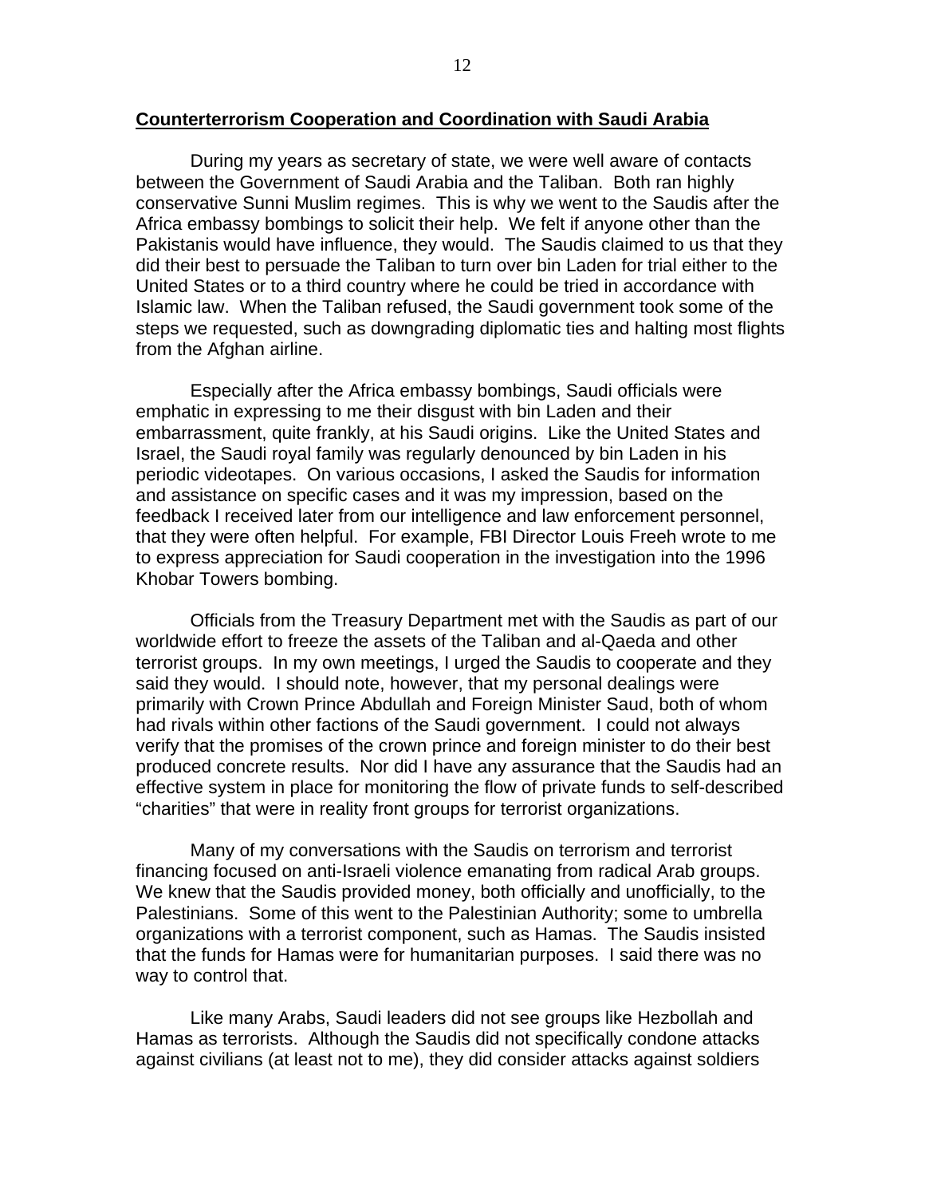## Counterterrorism Cooperation and Coordination with Saudi Arabia

During my years as secretary of state, we were well aware of contacts between the Government of Saudi Arabia and the Taliban. Both ran highly conservative Sunni Muslim regimes. This is why we went to the Saudis after the Africa embassy bombings to solicit their help. We felt if anyone other than the Pakistanis would have influence, they would. The Saudis claimed to us that they did their best to persuade the Taliban to turn over bin Laden for trial either to the United States or to a third country where he could be tried in accordance with Islamic law. When the Taliban refused, the Saudi government took some of the steps we requested, such as downgrading diplomatic ties and halting most flights from the Afghan airline.

Especially after the Africa embassy bombings, Saudi officials were emphatic in expressing to me their disgust with bin Laden and their embarrassment, quite frankly, at his Saudi origins. Like the United States and Israel, the Saudi royal family was regularly denounced by bin Laden in his periodic videotapes. On various occasions, I asked the Saudis for information and assistance on specific cases and it was my impression, based on the feedback I received later from our intelligence and law enforcement personnel, that they were often helpful. For example, FBI Director Louis Freeh wrote to me to express appreciation for Saudi cooperation in the investigation into the 1996 Khobar Towers bombing.

Officials from the Treasury Department met with the Saudis as part of our worldwide effort to freeze the assets of the Taliban and al-Qaeda and other terrorist groups. In my own meetings, I urged the Saudis to cooperate and they said they would. I should note, however, that my personal dealings were primarily with Crown Prince Abdullah and Foreign Minister Saud, both of whom had rivals within other factions of the Saudi government. I could not always verify that the promises of the crown prince and foreign minister to do their best produced concrete results. Nor did I have any assurance that the Saudis had an effective system in place for monitoring the flow of private funds to self-described "charities" that were in reality front groups for terrorist organizations.

Many of my conversations with the Saudis on terrorism and terrorist financing focused on anti-Israeli violence emanating from radical Arab groups. We knew that the Saudis provided money, both officially and unofficially, to the Palestinians. Some of this went to the Palestinian Authority; some to umbrella organizations with a terrorist component, such as Hamas. The Saudis insisted that the funds for Hamas were for humanitarian purposes. I said there was no way to control that.

Like many Arabs, Saudi leaders did not see groups like Hezbollah and Hamas as terrorists. Although the Saudis did not specifically condone attacks against civilians (at least not to me), they did consider attacks against soldiers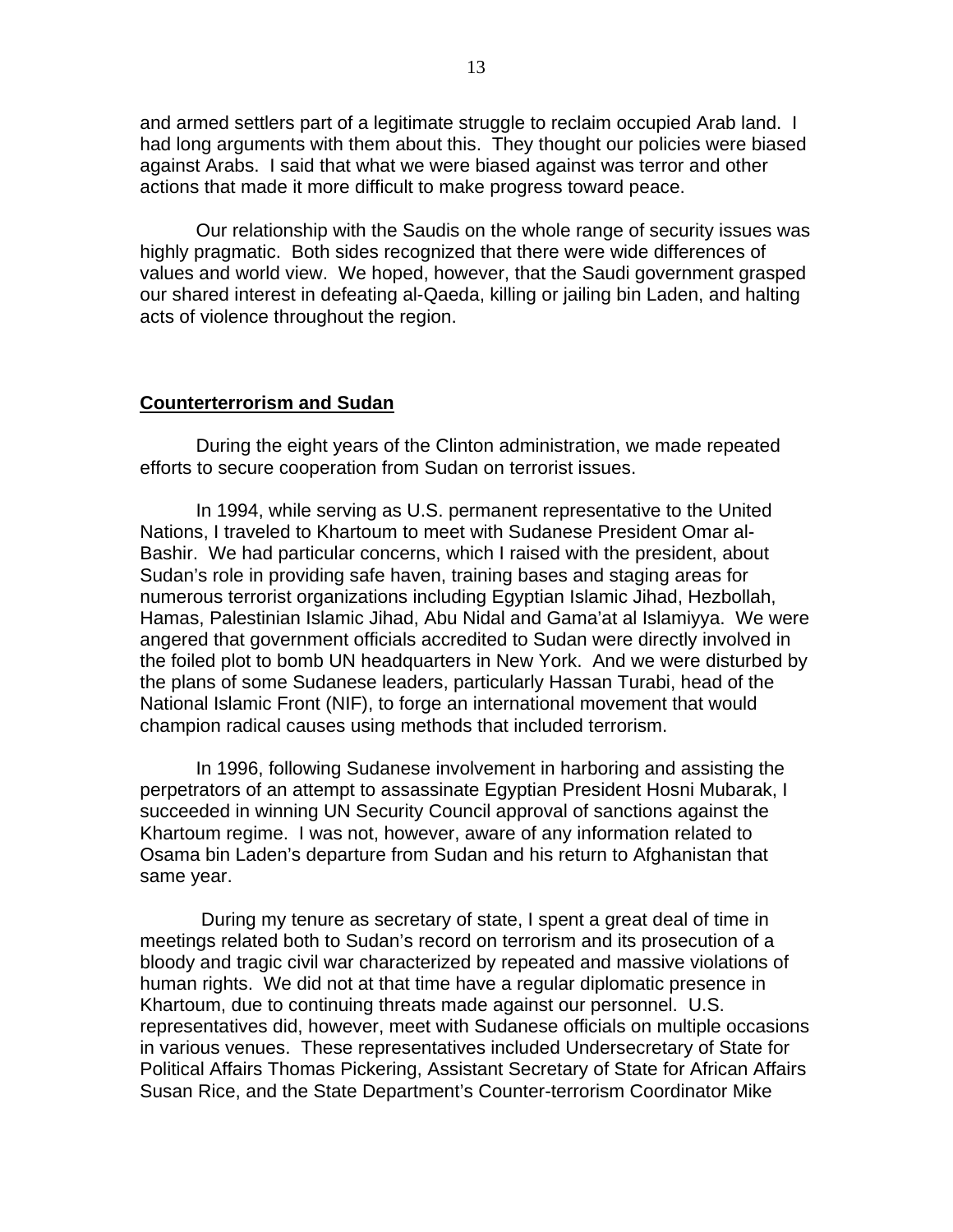and armed settlers part of a legitimate struggle to reclaim occupied Arab land. I had long arguments with them about this. They thought our policies were biased against Arabs. I said that what we were biased against was terror and other actions that made it more difficult to make progress toward peace.

Our relationship with the Saudis on the whole range of security issues was highly pragmatic. Both sides recognized that there were wide differences of values and world view. We hoped, however, that the Saudi government grasped our shared interest in defeating al-Qaeda, killing or jailing bin Laden, and halting acts of violence throughout the region.

## Counterterrorism and Sudan

During the eight years of the Clinton administration, we made repeated efforts to secure cooperation from Sudan on terrorist issues.

In 1994, while serving as U.S. permanent representative to the United Nations, I traveled to Khartoum to meet with Sudanese President Omar al-Bashir. We had particular concerns, which I raised with the president, about Sudan's role in providing safe haven, training bases and staging areas for numerous terrorist organizations including Egyptian Islamic Jihad, Hezbollah, Hamas, Palestinian Islamic Jihad, Abu Nidal and Gama'at al Islamiyya. We were angered that government officials accredited to Sudan were directly involved in the foiled plot to bomb UN headquarters in New York. And we were disturbed by the plans of some Sudanese leaders, particularly Hassan Turabi, head of the National Islamic Front (NIF), to forge an international movement that would champion radical causes using methods that included terrorism.

In 1996, following Sudanese involvement in harboring and assisting the perpetrators of an attempt to assassinate Egyptian President Hosni Mubarak, I succeeded in winning UN Security Council approval of sanctions against the Khartoum regime. I was not, however, aware of any information related to Osama bin Laden's departure from Sudan and his return to Afghanistan that same year.

During my tenure as secretary of state, I spent a great deal of time in meetings related both to Sudan's record on terrorism and its prosecution of a bloody and tragic civil war characterized by repeated and massive violations of human rights. We did not at that time have a regular diplomatic presence in Khartoum, due to continuing threats made against our personnel. U.S. representatives did, however, meet with Sudanese officials on multiple occasions in various venues. These representatives included Undersecretary of State for Political Affairs Thomas Pickering, Assistant Secretary of State for African Affairs Susan Rice, and the State Department's Counter-terrorism Coordinator Mike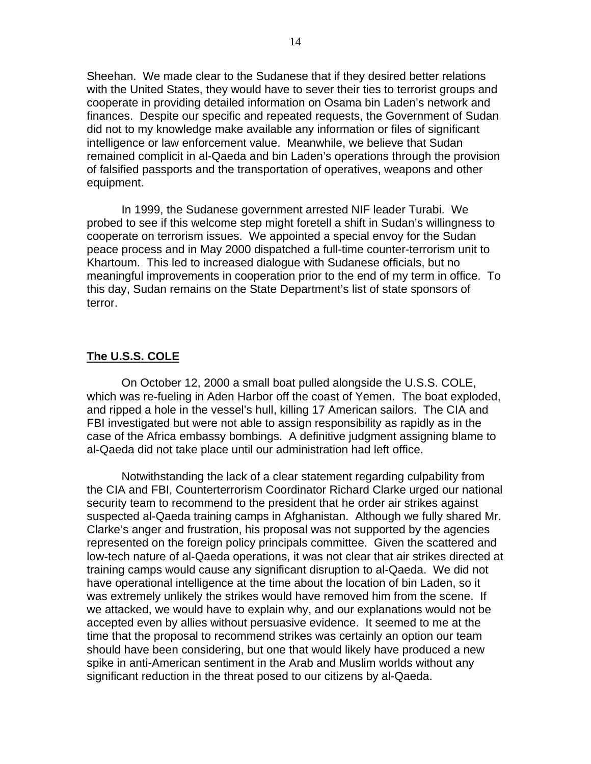Sheehan. We made clear to the Sudanese that if they desired better relations with the United States, they would have to sever their ties to terrorist groups and cooperate in providing detailed information on Osama bin Laden's network and finances. Despite our specific and repeated requests, the Government of Sudan did not to my knowledge make available any information or files of significant intelligence or law enforcement value. Meanwhile, we believe that Sudan remained complicit in al-Qaeda and bin Laden's operations through the provision of falsified passports and the transportation of operatives, weapons and other equipment.

In 1999, the Sudanese government arrested NIF leader Turabi. We probed to see if this welcome step might foretell a shift in Sudan's willingness to cooperate on terrorism issues. We appointed a special envoy for the Sudan peace process and in May 2000 dispatched a full-time counter-terrorism unit to Khartoum. This led to increased dialogue with Sudanese officials, but no meaningful improvements in cooperation prior to the end of my term in office. To this day, Sudan remains on the State Department's list of state sponsors of terror.

## The U.S.S. COLE

On October 12, 2000 a small boat pulled alongside the U.S.S. COLE, which was re-fueling in Aden Harbor off the coast of Yemen. The boat exploded, and ripped a hole in the vessel's hull, killing 17 American sailors. The CIA and FBI investigated but were not able to assign responsibility as rapidly as in the case of the Africa embassy bombings. A definitive judgment assigning blame to al-Qaeda did not take place until our administration had left office.

Notwithstanding the lack of a clear statement regarding culpability from the CIA and FBI, Counterterrorism Coordinator Richard Clarke urged our national security team to recommend to the president that he order air strikes against suspected al-Qaeda training camps in Afghanistan. Although we fully shared Mr. Clarke's anger and frustration, his proposal was not supported by the agencies represented on the foreign policy principals committee. Given the scattered and low-tech nature of al-Qaeda operations, it was not clear that air strikes directed at training camps would cause any significant disruption to al-Qaeda. We did not have operational intelligence at the time about the location of bin Laden, so it was extremely unlikely the strikes would have removed him from the scene. If we attacked, we would have to explain why, and our explanations would not be accepted even by allies without persuasive evidence. It seemed to me at the time that the proposal to recommend strikes was certainly an option our team should have been considering, but one that would likely have produced a new spike in anti-American sentiment in the Arab and Muslim worlds without any significant reduction in the threat posed to our citizens by al-Qaeda.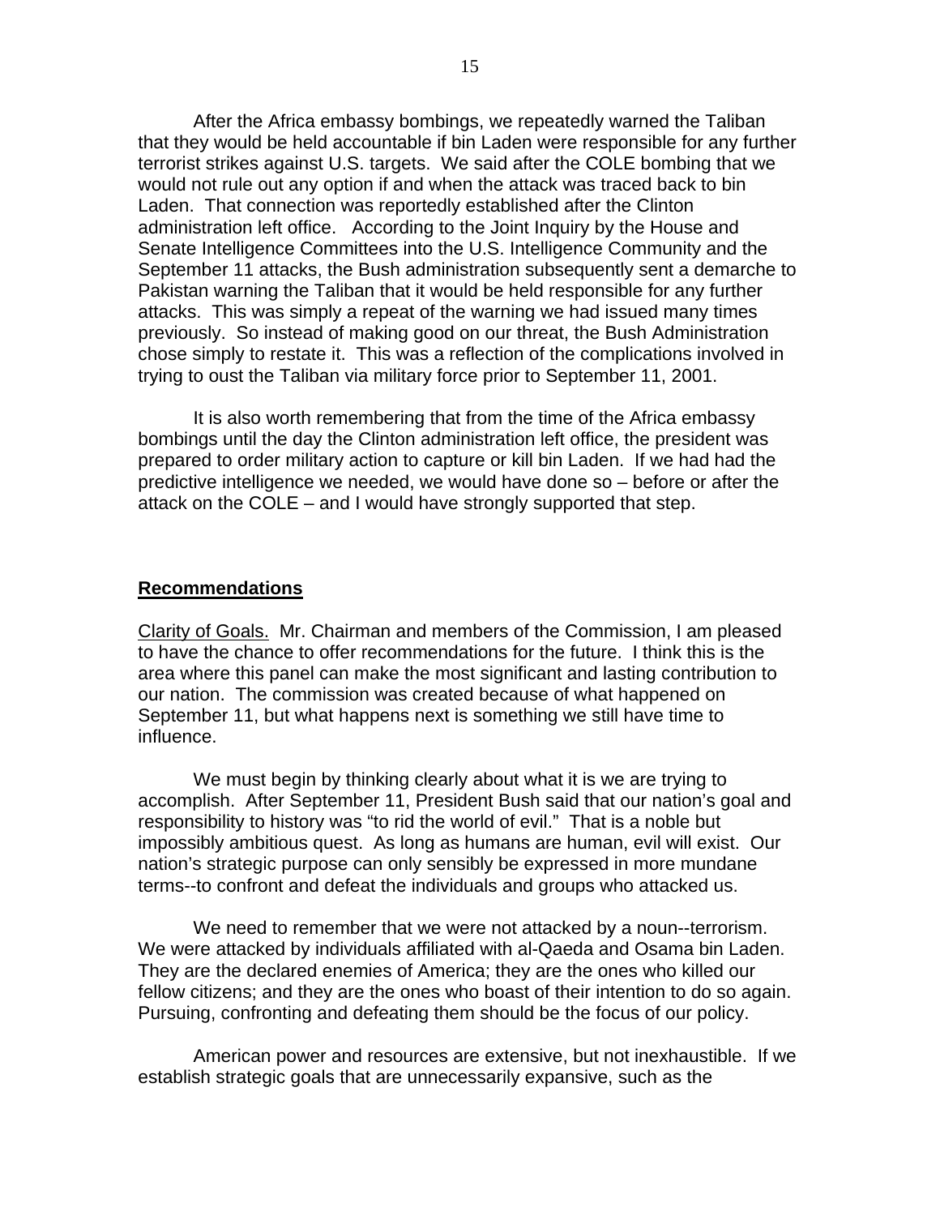After the Africa embassy bombings, we repeatedly warned the Taliban that they would be held accountable if bin Laden were responsible for any further terrorist strikes against U.S. targets. We said after the COLE bombing that we would not rule out any option if and when the attack was traced back to bin Laden. That connection was reportedly established after the Clinton administration left office. According to the Joint Inquiry by the House and Senate Intelligence Committees into the U.S. Intelligence Community and the September 11 attacks, the Bush administration subsequently sent a demarche to Pakistan warning the Taliban that it would be held responsible for any further attacks. This was simply a repeat of the warning we had issued many times previously. So instead of making good on our threat, the Bush Administration chose simply to restate it. This was a reflection of the complications involved in trying to oust the Taliban via military force prior to September 11, 2001.

It is also worth remembering that from the time of the Africa embassy bombings until the day the Clinton administration left office, the president was prepared to order military action to capture or kill bin Laden. If we had had the predictive intelligence we needed, we would have done so – before or after the attack on the COLE – and I would have strongly supported that step.

## Recommendations

Clarity of Goals. Mr. Chairman and members of the Commission, I am pleased to have the chance to offer recommendations for the future. I think this is the area where this panel can make the most significant and lasting contribution to our nation. The commission was created because of what happened on September 11, but what happens next is something we still have time to influence.

We must begin by thinking clearly about what it is we are trying to accomplish. After September 11, President Bush said that our nation's goal and responsibility to history was "to rid the world of evil." That is a noble but impossibly ambitious quest. As long as humans are human, evil will exist. Our nation's strategic purpose can only sensibly be expressed in more mundane terms--to confront and defeat the individuals and groups who attacked us.

We need to remember that we were not attacked by a noun--terrorism. We were attacked by individuals affiliated with al-Qaeda and Osama bin Laden. They are the declared enemies of America; they are the ones who killed our fellow citizens; and they are the ones who boast of their intention to do so again. Pursuing, confronting and defeating them should be the focus of our policy.

American power and resources are extensive, but not inexhaustible. If we establish strategic goals that are unnecessarily expansive, such as the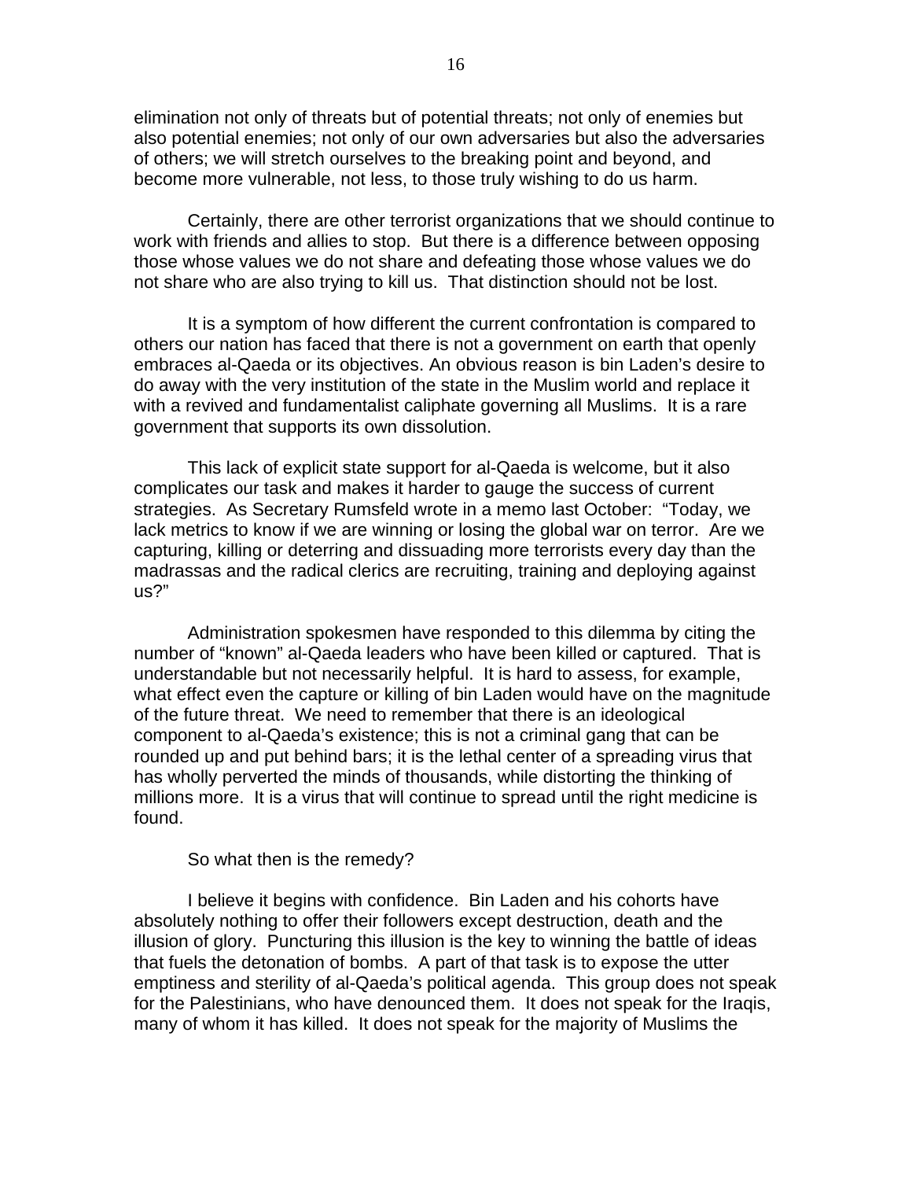elimination not only of threats but of potential threats; not only of enemies but also potential enemies; not only of our own adversaries but also the adversaries of others; we will stretch ourselves to the breaking point and beyond, and become more vulnerable, not less, to those truly wishing to do us harm.

Certainly, there are other terrorist organizations that we should continue to work with friends and allies to stop. But there is a difference between opposing those whose values we do not share and defeating those whose values we do not share who are also trying to kill us. That distinction should not be lost.

It is a symptom of how different the current confrontation is compared to others our nation has faced that there is not a government on earth that openly embraces al-Qaeda or its objectives. An obvious reason is bin Laden's desire to do away with the very institution of the state in the Muslim world and replace it with a revived and fundamentalist caliphate governing all Muslims. It is a rare government that supports its own dissolution.

This lack of explicit state support for al-Qaeda is welcome, but it also complicates our task and makes it harder to gauge the success of current strategies. As Secretary Rumsfeld wrote in a memo last October: "Today, we lack metrics to know if we are winning or losing the global war on terror. Are we capturing, killing or deterring and dissuading more terrorists every day than the madrassas and the radical clerics are recruiting, training and deploying against us?"

Administration spokesmen have responded to this dilemma by citing the number of "known" al-Qaeda leaders who have been killed or captured. That is understandable but not necessarily helpful. It is hard to assess, for example, what effect even the capture or killing of bin Laden would have on the magnitude of the future threat. We need to remember that there is an ideological component to al-Qaeda's existence; this is not a criminal gang that can be rounded up and put behind bars; it is the lethal center of a spreading virus that has wholly perverted the minds of thousands, while distorting the thinking of millions more. It is a virus that will continue to spread until the right medicine is found.

So what then is the remedy?

I believe it begins with confidence. Bin Laden and his cohorts have absolutely nothing to offer their followers except destruction, death and the illusion of glory. Puncturing this illusion is the key to winning the battle of ideas that fuels the detonation of bombs. A part of that task is to expose the utter emptiness and sterility of al-Qaeda's political agenda. This group does not speak for the Palestinians, who have denounced them. It does not speak for the Iraqis, many of whom it has killed. It does not speak for the majority of Muslims the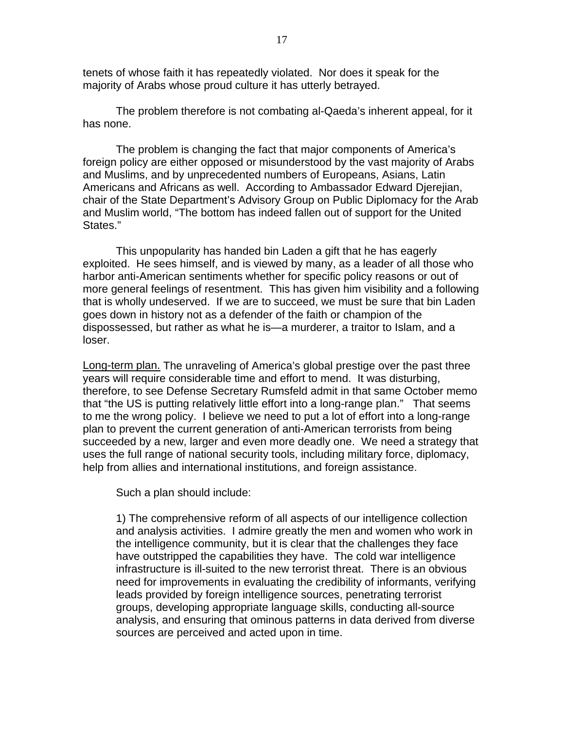tenets of whose faith it has repeatedly violated. Nor does it speak for the majority of Arabs whose proud culture it has utterly betrayed.

The problem therefore is not combating al-Qaeda's inherent appeal, for it has none.

The problem is changing the fact that major components of America's foreign policy are either opposed or misunderstood by the vast majority of Arabs and Muslims, and by unprecedented numbers of Europeans, Asians, Latin Americans and Africans as well. According to Ambassador Edward Djerejian, chair of the State Department's Advisory Group on Public Diplomacy for the Arab and Muslim world, "The bottom has indeed fallen out of support for the United States."

This unpopularity has handed bin Laden a gift that he has eagerly exploited. He sees himself, and is viewed by many, as a leader of all those who harbor anti-American sentiments whether for specific policy reasons or out of more general feelings of resentment. This has given him visibility and a following that is wholly undeserved. If we are to succeed, we must be sure that bin Laden goes down in history not as a defender of the faith or champion of the dispossessed, but rather as what he is—a murderer, a traitor to Islam, and a loser.

<u>Long-term plan.</u> The unraveling of America's global prestige over the past three years will require considerable time and effort to mend. It was disturbing, therefore, to see Defense Secretary Rumsfeld admit in that same October memo that "the US is putting relatively little effort into a long-range plan." That seems to me the wrong policy. I believe we need to put a lot of effort into a long-range plan to prevent the current generation of anti-American terrorists from being succeeded by a new, larger and even more deadly one. We need a strategy that uses the full range of national security tools, including military force, diplomacy, help from allies and international institutions, and foreign assistance.

Such a plan should include:

1) The comprehensive reform of all aspects of our intelligence collection and analysis activities. I admire greatly the men and women who work in the intelligence community, but it is clear that the challenges they face have outstripped the capabilities they have. The cold war intelligence infrastructure is ill-suited to the new terrorist threat. There is an obvious need for improvements in evaluating the credibility of informants, verifying leads provided by foreign intelligence sources, penetrating terrorist groups, developing appropriate language skills, conducting all-source analysis, and ensuring that ominous patterns in data derived from diverse sources are perceived and acted upon in time.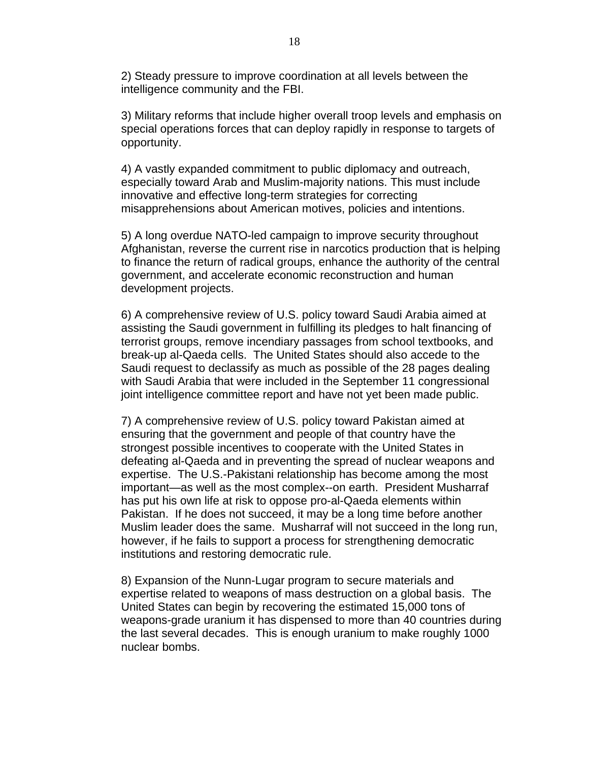2) Steady pressure to improve coordination at all levels between the intelligence community and the FBI.

3) Military reforms that include higher overall troop levels and emphasis on special operations forces that can deploy rapidly in response to targets of opportunity.

4) A vastly expanded commitment to public diplomacy and outreach, especially toward Arab and Muslim-majority nations. This must include innovative and effective long-term strategies for correcting misapprehensions about American motives, policies and intentions.

5) A long overdue NATO-led campaign to improve security throughout Afghanistan, reverse the current rise in narcotics production that is helping to finance the return of radical groups, enhance the authority of the central government, and accelerate economic reconstruction and human development projects.

6) A comprehensive review of U.S. policy toward Saudi Arabia aimed at assisting the Saudi government in fulfilling its pledges to halt financing of terrorist groups, remove incendiary passages from school textbooks, and break-up al-Qaeda cells. The United States should also accede to the Saudi request to declassify as much as possible of the 28 pages dealing with Saudi Arabia that were included in the September 11 congressional joint intelligence committee report and have not yet been made public.

7) A comprehensive review of U.S. policy toward Pakistan aimed at ensuring that the government and people of that country have the strongest possible incentives to cooperate with the United States in defeating al-Qaeda and in preventing the spread of nuclear weapons and expertise. The U.S.-Pakistani relationship has become among the most important—as well as the most complex--on earth. President Musharraf has put his own life at risk to oppose pro-al-Qaeda elements within Pakistan. If he does not succeed, it may be a long time before another Muslim leader does the same. Musharraf will not succeed in the long run, however, if he fails to support a process for strengthening democratic institutions and restoring democratic rule.

8) Expansion of the Nunn-Lugar program to secure materials and expertise related to weapons of mass destruction on a global basis. The United States can begin by recovering the estimated 15,000 tons of weapons-grade uranium it has dispensed to more than 40 countries during the last several decades. This is enough uranium to make roughly 1000 nuclear bombs.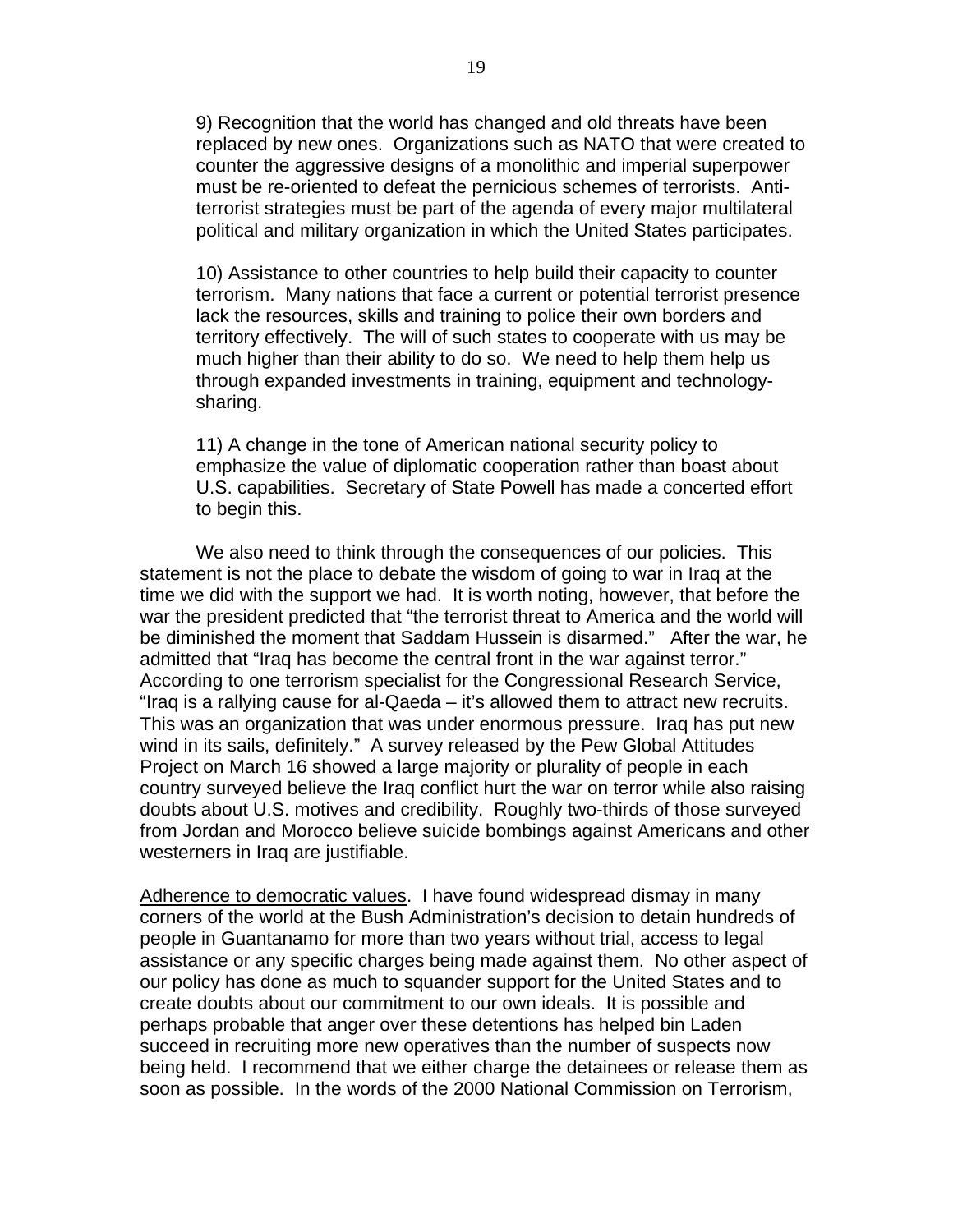9) Recognition that the world has changed and old threats have been replaced by new ones. Organizations such as NATO that were created to counter the aggressive designs of a monolithic and imperial superpower must be re-oriented to defeat the pernicious schemes of terrorists. Anti-terrorist strategies must be part of the agenda of every major multilateral political and military organization in which the United States participates.

10) Assistance to other countries to help build their capacity to counter terrorism. Many nations that face a current or potential terrorist presence lack the resources, skills and training to police their own borders and territory effectively. The will of such states to cooperate with us may be much higher than their ability to do so. We need to help them help us through expanded investments in training, equipment and technology-sharing.

11) A change in the tone of American national security policy to emphasize the value of diplomatic cooperation rather than boast about U.S. capabilities. Secretary of State Powell has made a concerted effort to begin this.

We also need to think through the consequences of our policies. This statement is not the place to debate the wisdom of going to war in Iraq at the time we did with the support we had. It is worth noting, however, that before the war the president predicted that "the terrorist threat to America and the world will be diminished the moment that Saddam Hussein is disarmed." After the war, he admitted that "Iraq has become the central front in the war against terror." According to one terrorism specialist for the Congressional Research Service, "Iraq is a rallying cause for al-Qaeda – it's allowed them to attract new recruits. This was an organization that was under enormous pressure. Iraq has put new wind in its sails, definitely." A survey released by the Pew Global Attitudes Project on March 16 showed a large majority or plurality of people in each country surveyed believe the Iraq conflict hurt the war on terror while also raising doubts about U.S. motives and credibility. Roughly two-thirds of those surveyed from Jordan and Morocco believe suicide bombings against Americans and other westerners in Iraq are justifiable.

<u>Adherence to democratic values</u>. I have found widespread dismay in many corners of the world at the Bush Administration's decision to detain hundreds of people in Guantanamo for more than two years without trial, access to legal assistance or any specific charges being made against them. No other aspect of our policy has done as much to squander support for the United States and to create doubts about our commitment to our own ideals. It is possible and perhaps probable that anger over these detentions has helped bin Laden succeed in recruiting more new operatives than the number of suspects now being held. I recommend that we either charge the detainees or release them as soon as possible. In the words of the 2000 National Commission on Terrorism,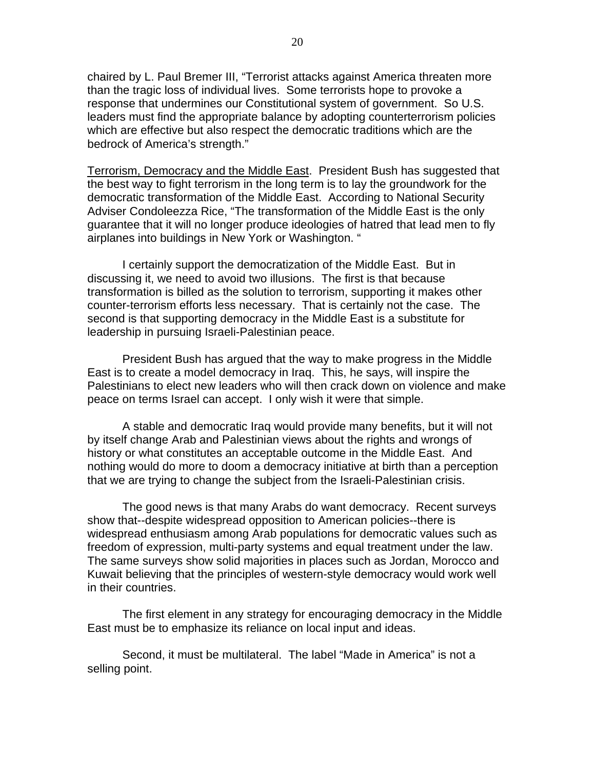chaired by L. Paul Bremer III, "Terrorist attacks against America threaten more than the tragic loss of individual lives. Some terrorists hope to provoke a response that undermines our Constitutional system of government. So U.S. leaders must find the appropriate balance by adopting counterterrorism policies which are effective but also respect the democratic traditions which are the bedrock of America's strength."

Terrorism, Democracy and the Middle East. President Bush has suggested that the best way to fight terrorism in the long term is to lay the groundwork for the democratic transformation of the Middle East. According to National Security Adviser Condoleezza Rice, "The transformation of the Middle East is the only guarantee that it will no longer produce ideologies of hatred that lead men to fly airplanes into buildings in New York or Washington. "

I certainly support the democratization of the Middle East. But in discussing it, we need to avoid two illusions. The first is that because transformation is billed as the solution to terrorism, supporting it makes other counter-terrorism efforts less necessary. That is certainly not the case. The second is that supporting democracy in the Middle East is a substitute for leadership in pursuing Israeli-Palestinian peace.

President Bush has argued that the way to make progress in the Middle East is to create a model democracy in Iraq. This, he says, will inspire the Palestinians to elect new leaders who will then crack down on violence and make peace on terms Israel can accept. I only wish it were that simple.

A stable and democratic Iraq would provide many benefits, but it will not by itself change Arab and Palestinian views about the rights and wrongs of history or what constitutes an acceptable outcome in the Middle East. And nothing would do more to doom a democracy initiative at birth than a perception that we are trying to change the subject from the Israeli-Palestinian crisis.

The good news is that many Arabs do want democracy. Recent surveys show that--despite widespread opposition to American policies--there is widespread enthusiasm among Arab populations for democratic values such as freedom of expression, multi-party systems and equal treatment under the law. The same surveys show solid majorities in places such as Jordan, Morocco and Kuwait believing that the principles of western-style democracy would work well in their countries.

The first element in any strategy for encouraging democracy in the Middle East must be to emphasize its reliance on local input and ideas.

Second, it must be multilateral. The label "Made in America" is not a selling point.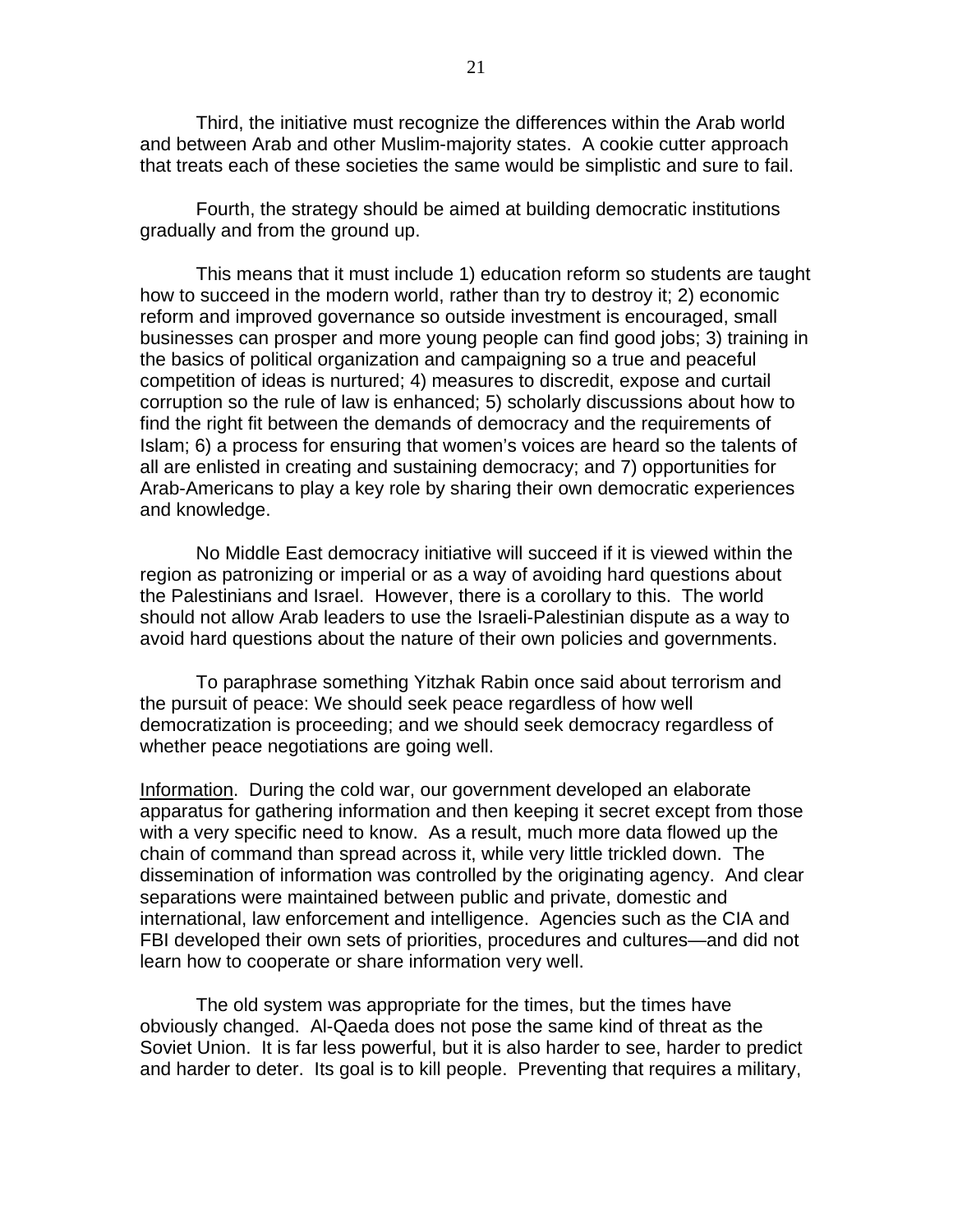Third, the initiative must recognize the differences within the Arab world and between Arab and other Muslim-majority states. A cookie cutter approach that treats each of these societies the same would be simplistic and sure to fail.

Fourth, the strategy should be aimed at building democratic institutions gradually and from the ground up.

This means that it must include 1) education reform so students are taught how to succeed in the modern world, rather than try to destroy it; 2) economic reform and improved governance so outside investment is encouraged, small businesses can prosper and more young people can find good jobs; 3) training in the basics of political organization and campaigning so a true and peaceful competition of ideas is nurtured; 4) measures to discredit, expose and curtail corruption so the rule of law is enhanced; 5) scholarly discussions about how to find the right fit between the demands of democracy and the requirements of Islam; 6) a process for ensuring that women's voices are heard so the talents of all are enlisted in creating and sustaining democracy; and 7) opportunities for Arab-Americans to play a key role by sharing their own democratic experiences and knowledge.

No Middle East democracy initiative will succeed if it is viewed within the region as patronizing or imperial or as a way of avoiding hard questions about the Palestinians and Israel. However, there is a corollary to this. The world should not allow Arab leaders to use the Israeli-Palestinian dispute as a way to avoid hard questions about the nature of their own policies and governments.

To paraphrase something Yitzhak Rabin once said about terrorism and the pursuit of peace: We should seek peace regardless of how well democratization is proceeding; and we should seek democracy regardless of whether peace negotiations are going well.

<u>Information</u>. During the cold war, our government developed an elaborate apparatus for gathering information and then keeping it secret except from those with a very specific need to know. As a result, much more data flowed up the chain of command than spread across it, while very little trickled down. The dissemination of information was controlled by the originating agency. And clear separations were maintained between public and private, domestic and international, law enforcement and intelligence. Agencies such as the CIA and FBI developed their own sets of priorities, procedures and cultures—and did not learn how to cooperate or share information very well.

The old system was appropriate for the times, but the times have obviously changed. Al-Qaeda does not pose the same kind of threat as the Soviet Union. It is far less powerful, but it is also harder to see, harder to predict and harder to deter. Its goal is to kill people. Preventing that requires a military,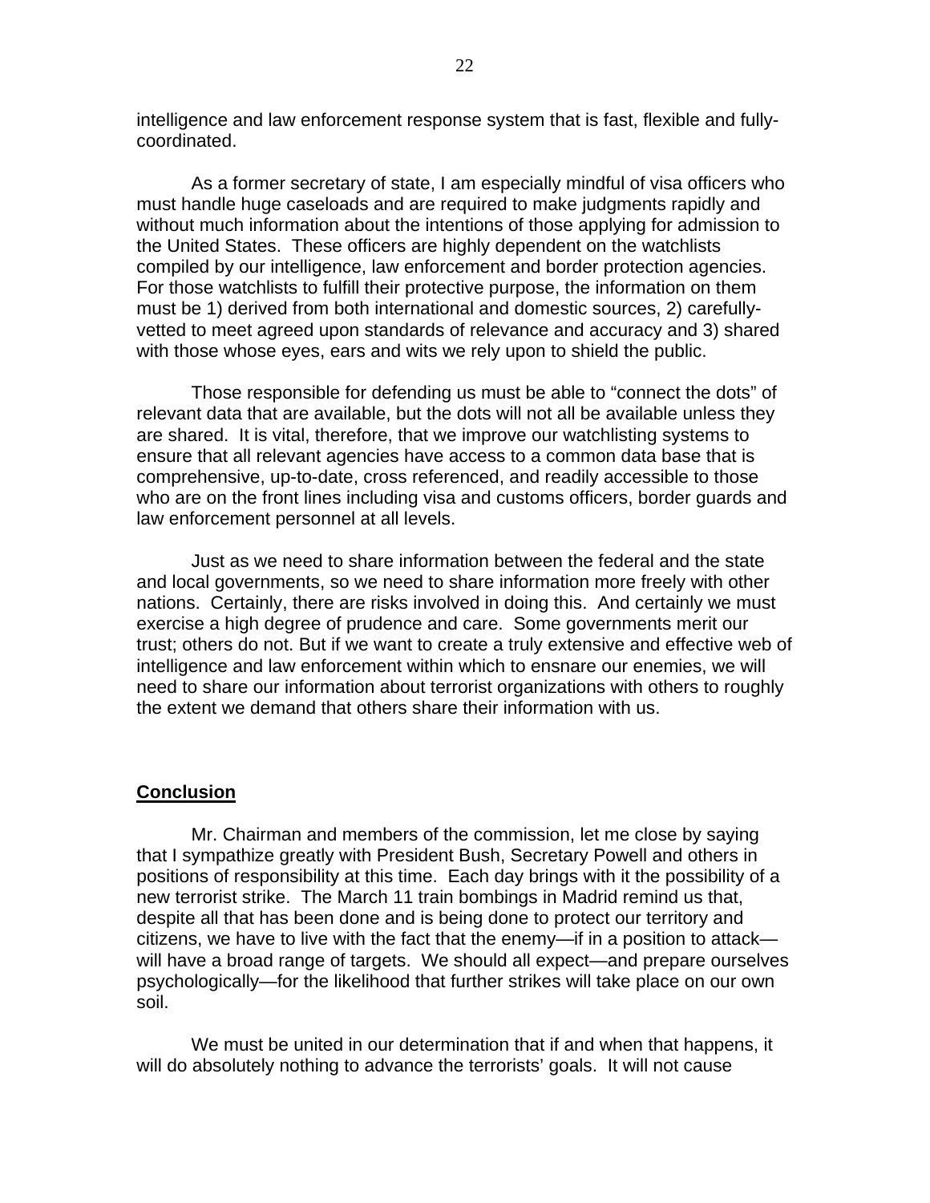intelligence and law enforcement response system that is fast, flexible and fully-coordinated.

As a former secretary of state, I am especially mindful of visa officers who must handle huge caseloads and are required to make judgments rapidly and without much information about the intentions of those applying for admission to the United States. These officers are highly dependent on the watchlists compiled by our intelligence, law enforcement and border protection agencies. For those watchlists to fulfill their protective purpose, the information on them must be 1) derived from both international and domestic sources, 2) carefully-vetted to meet agreed upon standards of relevance and accuracy and 3) shared with those whose eyes, ears and wits we rely upon to shield the public.

Those responsible for defending us must be able to "connect the dots" of relevant data that are available, but the dots will not all be available unless they are shared. It is vital, therefore, that we improve our watchlisting systems to ensure that all relevant agencies have access to a common data base that is comprehensive, up-to-date, cross referenced, and readily accessible to those who are on the front lines including visa and customs officers, border guards and law enforcement personnel at all levels.

Just as we need to share information between the federal and the state and local governments, so we need to share information more freely with other nations. Certainly, there are risks involved in doing this. And certainly we must exercise a high degree of prudence and care. Some governments merit our trust; others do not. But if we want to create a truly extensive and effective web of intelligence and law enforcement within which to ensnare our enemies, we will need to share our information about terrorist organizations with others to roughly the extent we demand that others share their information with us.

## Conclusion

Mr. Chairman and members of the commission, let me close by saying that I sympathize greatly with President Bush, Secretary Powell and others in positions of responsibility at this time. Each day brings with it the possibility of a new terrorist strike. The March 11 train bombings in Madrid remind us that, despite all that has been done and is being done to protect our territory and citizens, we have to live with the fact that the enemy—if in a position to attack—will have a broad range of targets. We should all expect—and prepare ourselves psychologically—for the likelihood that further strikes will take place on our own soil.

We must be united in our determination that if and when that happens, it will do absolutely nothing to advance the terrorists' goals. It will not cause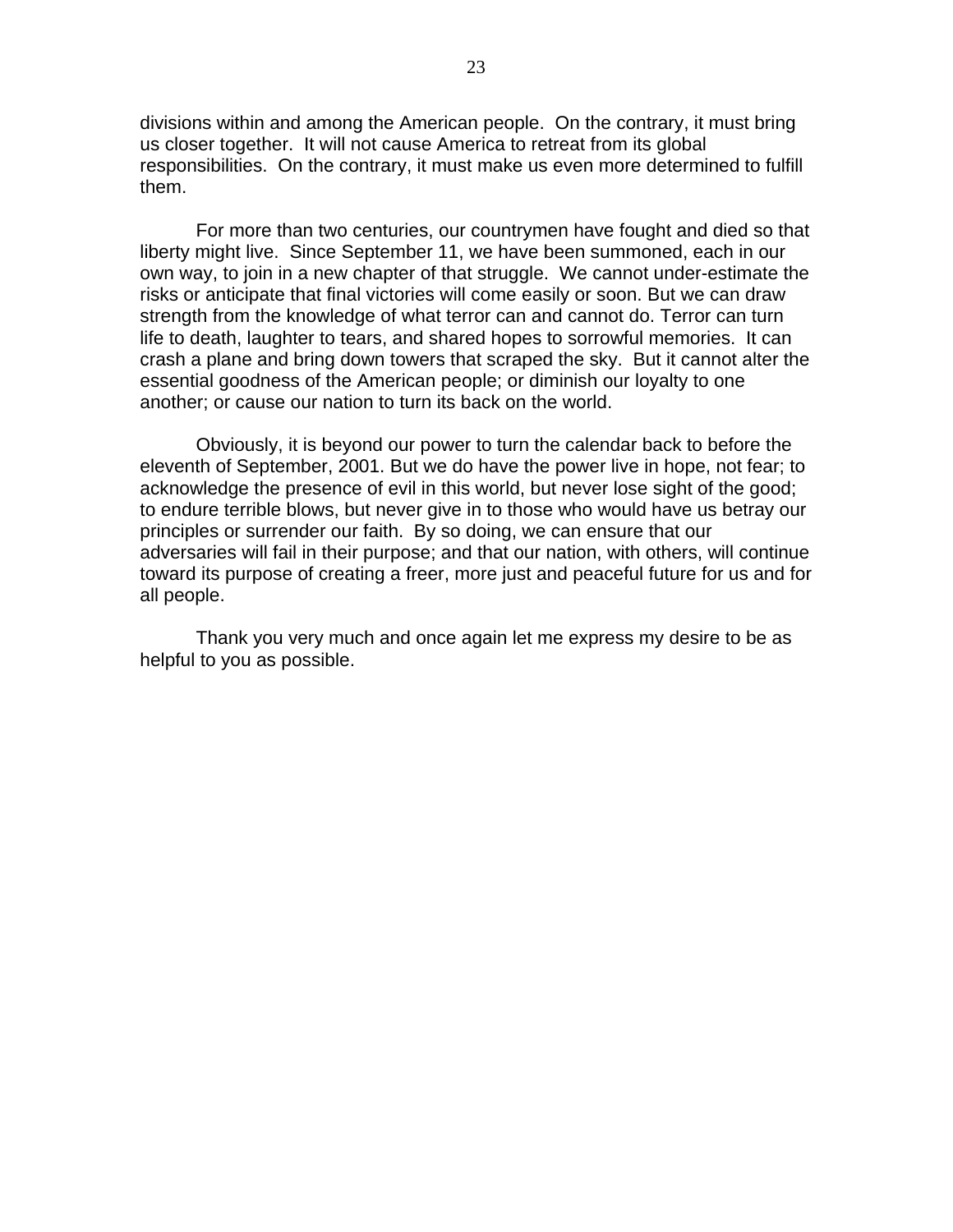divisions within and among the American people. On the contrary, it must bring us closer together. It will not cause America to retreat from its global responsibilities. On the contrary, it must make us even more determined to fulfill them.

For more than two centuries, our countrymen have fought and died so that liberty might live. Since September 11, we have been summoned, each in our own way, to join in a new chapter of that struggle. We cannot under-estimate the risks or anticipate that final victories will come easily or soon. But we can draw strength from the knowledge of what terror can and cannot do. Terror can turn life to death, laughter to tears, and shared hopes to sorrowful memories. It can crash a plane and bring down towers that scraped the sky. But it cannot alter the essential goodness of the American people; or diminish our loyalty to one another; or cause our nation to turn its back on the world.

Obviously, it is beyond our power to turn the calendar back to before the eleventh of September, 2001. But we do have the power live in hope, not fear; to acknowledge the presence of evil in this world, but never lose sight of the good; to endure terrible blows, but never give in to those who would have us betray our principles or surrender our faith. By so doing, we can ensure that our adversaries will fail in their purpose; and that our nation, with others, will continue toward its purpose of creating a freer, more just and peaceful future for us and for all people.

Thank you very much and once again let me express my desire to be as helpful to you as possible.